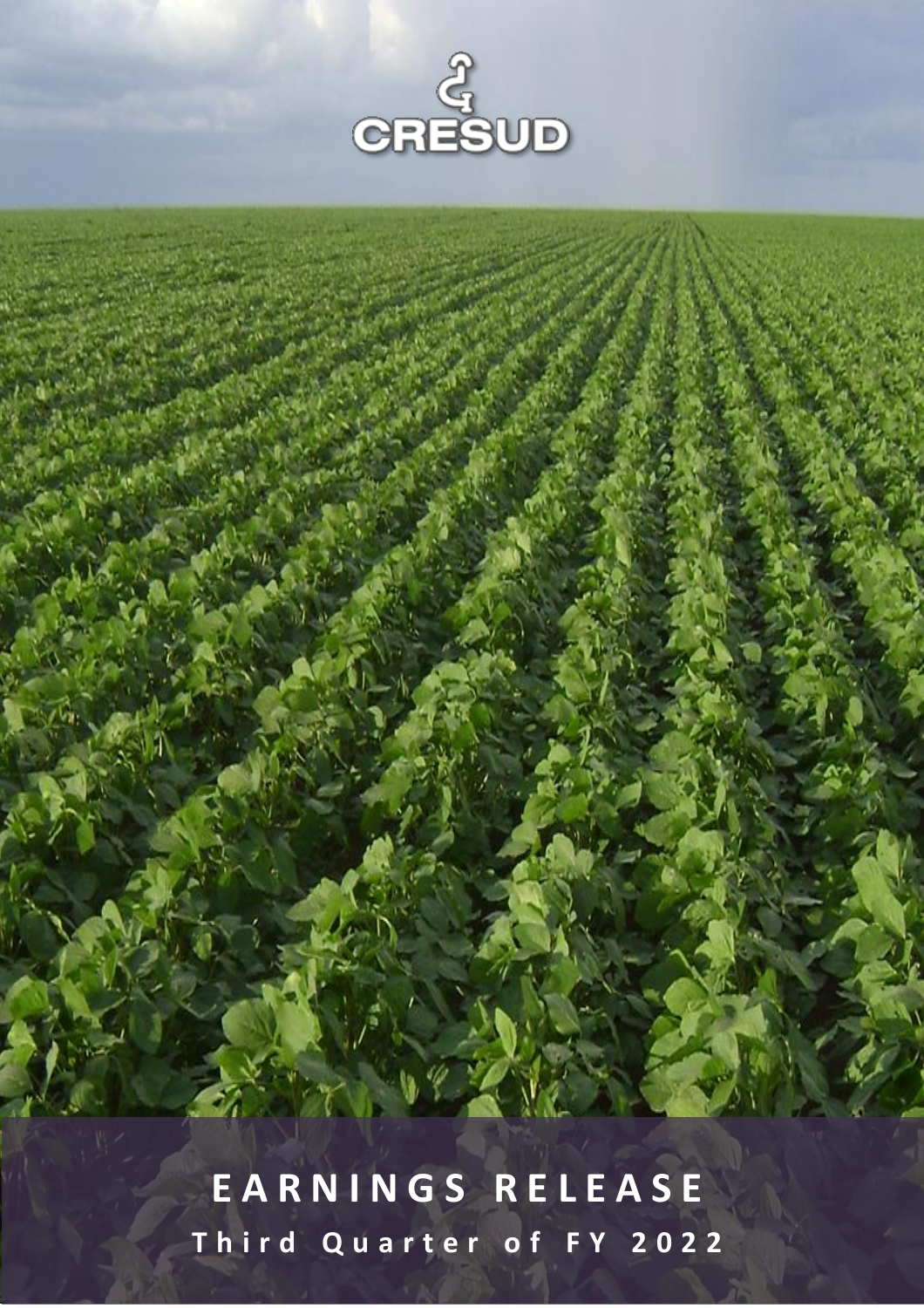CRESUD

# EARNINGS RELEASE

## Third Quarter of FY 2022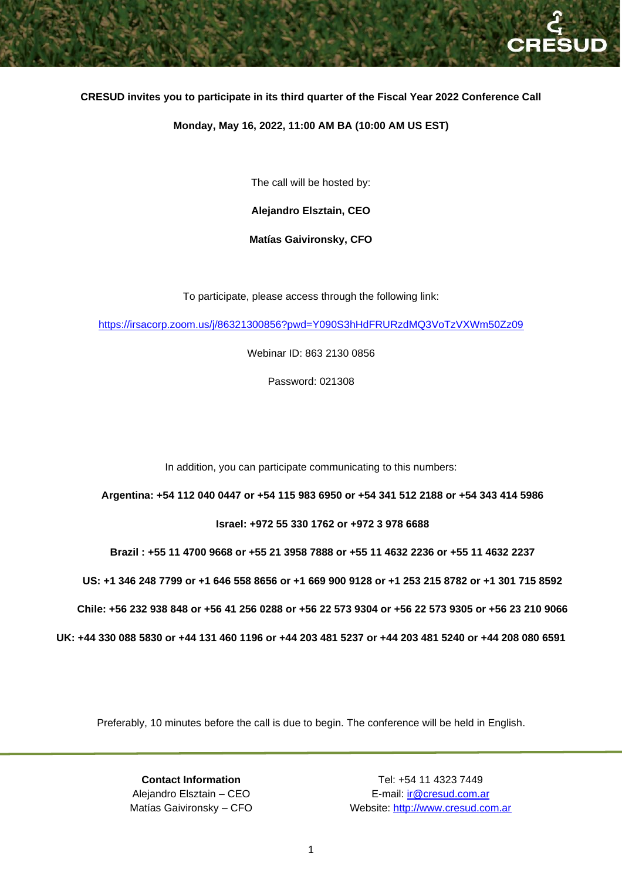**CRESUD invites you to participate in its third quarter of the Fiscal Year 2022 Conference Call**

**Monday, May 16, 2022, 11:00 AM BA (10:00 AM US EST)**

The call will be hosted by:

**Alejandro Elsztain, CEO**

**Matías Gaivironsky, CFO**

To participate, please access through the following link:

https://irsacorp.zoom.us/j/86321300856?pwd=Y090S3hHdFRURzdMQ3VoTzVXWm50Zz09

Webinar ID: 863 2130 0856

Password: 021308

In addition, you can participate communicating to this numbers:

**Argentina: +54 112 040 0447 or +54 115 983 6950 or +54 341 512 2188 or +54 343 414 5986**

**Israel: +972 55 330 1762 or +972 3 978 6688**

**Brazil : +55 11 4700 9668 or +55 21 3958 7888 or +55 11 4632 2236 or +55 11 4632 2237**

**US: +1 346 248 7799 or +1 646 558 8656 or +1 669 900 9128 or +1 253 215 8782 or +1 301 715 8592**

**Chile: +56 232 938 848 or +56 41 256 0288 or +56 22 573 9304 or +56 22 573 9305 or +56 23 210 9066**

**UK: +44 330 088 5830 or +44 131 460 1196 or +44 203 481 5237 or +44 203 481 5240 or +44 208 080 6591**

Preferably, 10 minutes before the call is due to begin. The conference will be held in English.

**Contact Information**
Alejandro Elsztain – CEO
Matías Gaivironsky – CFO

Tel: +54 11 4323 7449
E-mail: ir@cresud.com.ar
Website: http://www.cresud.com.ar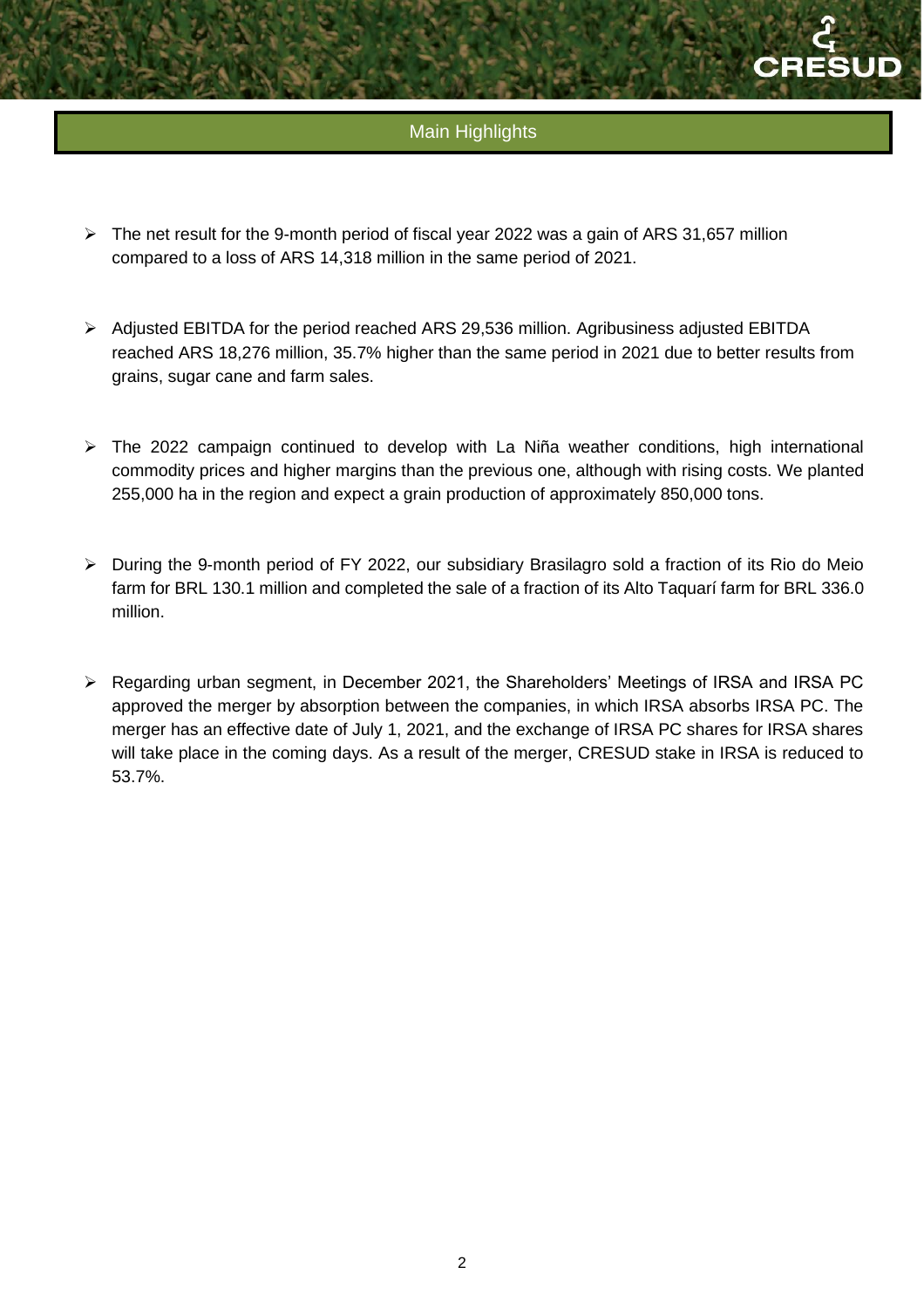## Main Highlights

- The net result for the 9-month period of fiscal year 2022 was a gain of ARS 31,657 million compared to a loss of ARS 14,318 million in the same period of 2021.

- Adjusted EBITDA for the period reached ARS 29,536 million. Agribusiness adjusted EBITDA reached ARS 18,276 million, 35.7% higher than the same period in 2021 due to better results from grains, sugar cane and farm sales.

- The 2022 campaign continued to develop with La Niña weather conditions, high international commodity prices and higher margins than the previous one, although with rising costs. We planted 255,000 ha in the region and expect a grain production of approximately 850,000 tons.

- During the 9-month period of FY 2022, our subsidiary Brasilagro sold a fraction of its Rio do Meio farm for BRL 130.1 million and completed the sale of a fraction of its Alto Taquarí farm for BRL 336.0 million.

- Regarding urban segment, in December 2021, the Shareholders' Meetings of IRSA and IRSA PC approved the merger by absorption between the companies, in which IRSA absorbs IRSA PC. The merger has an effective date of July 1, 2021, and the exchange of IRSA PC shares for IRSA shares will take place in the coming days. As a result of the merger, CRESUD stake in IRSA is reduced to 53.7%.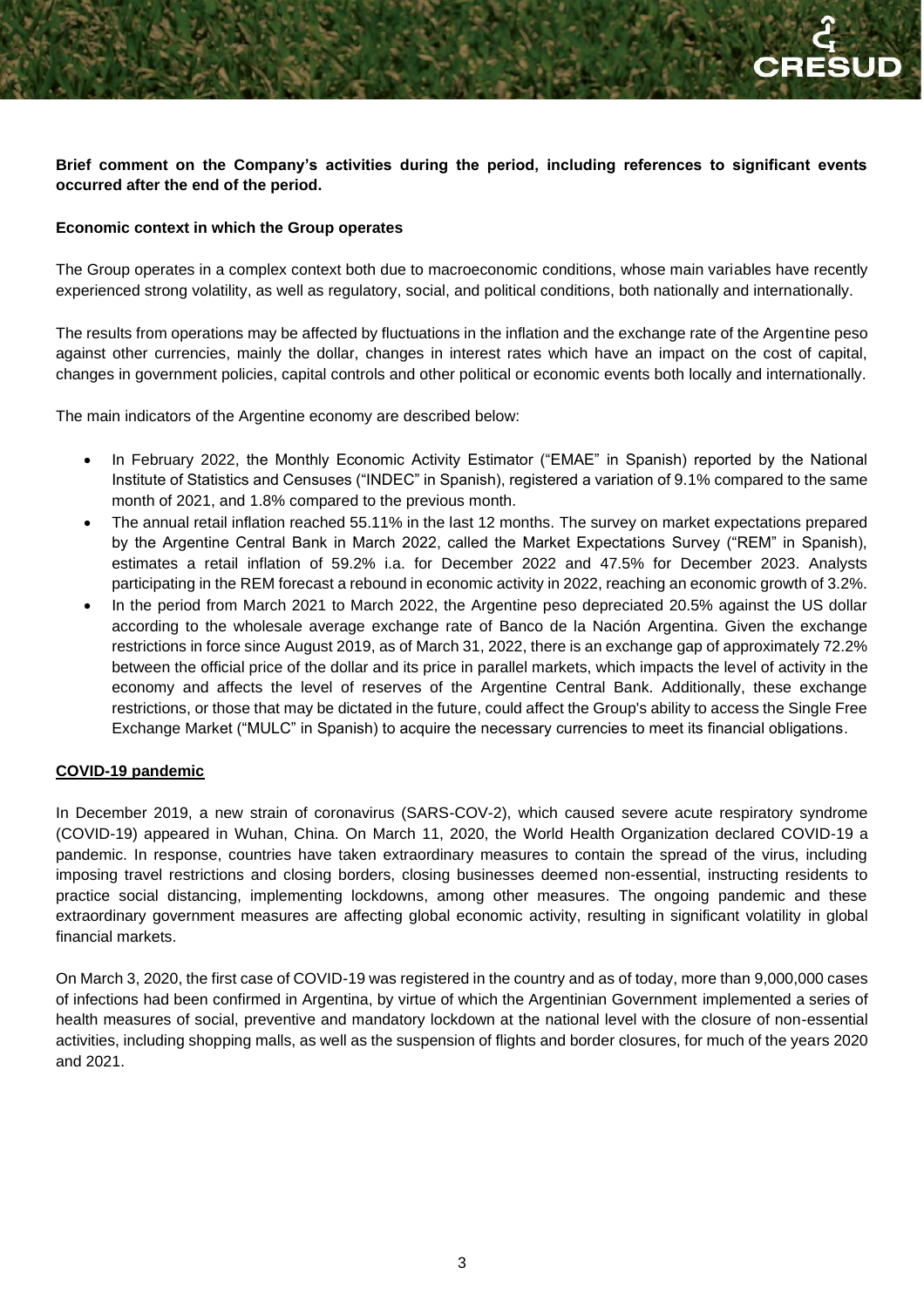**Brief comment on the Company's activities during the period, including references to significant events occurred after the end of the period.**

**Economic context in which the Group operates**

The Group operates in a complex context both due to macroeconomic conditions, whose main variables have recently experienced strong volatility, as well as regulatory, social, and political conditions, both nationally and internationally.

The results from operations may be affected by fluctuations in the inflation and the exchange rate of the Argentine peso against other currencies, mainly the dollar, changes in interest rates which have an impact on the cost of capital, changes in government policies, capital controls and other political or economic events both locally and internationally.

The main indicators of the Argentine economy are described below:

- In February 2022, the Monthly Economic Activity Estimator ("EMAE" in Spanish) reported by the National Institute of Statistics and Censuses ("INDEC" in Spanish), registered a variation of 9.1% compared to the same month of 2021, and 1.8% compared to the previous month.
- The annual retail inflation reached 55.11% in the last 12 months. The survey on market expectations prepared by the Argentine Central Bank in March 2022, called the Market Expectations Survey ("REM" in Spanish), estimates a retail inflation of 59.2% i.a. for December 2022 and 47.5% for December 2023. Analysts participating in the REM forecast a rebound in economic activity in 2022, reaching an economic growth of 3.2%.
- In the period from March 2021 to March 2022, the Argentine peso depreciated 20.5% against the US dollar according to the wholesale average exchange rate of Banco de la Nación Argentina. Given the exchange restrictions in force since August 2019, as of March 31, 2022, there is an exchange gap of approximately 72.2% between the official price of the dollar and its price in parallel markets, which impacts the level of activity in the economy and affects the level of reserves of the Argentine Central Bank. Additionally, these exchange restrictions, or those that may be dictated in the future, could affect the Group's ability to access the Single Free Exchange Market ("MULC" in Spanish) to acquire the necessary currencies to meet its financial obligations.

**COVID-19 pandemic**

In December 2019, a new strain of coronavirus (SARS-COV-2), which caused severe acute respiratory syndrome (COVID-19) appeared in Wuhan, China. On March 11, 2020, the World Health Organization declared COVID-19 a pandemic. In response, countries have taken extraordinary measures to contain the spread of the virus, including imposing travel restrictions and closing borders, closing businesses deemed non-essential, instructing residents to practice social distancing, implementing lockdowns, among other measures. The ongoing pandemic and these extraordinary government measures are affecting global economic activity, resulting in significant volatility in global financial markets.

On March 3, 2020, the first case of COVID-19 was registered in the country and as of today, more than 9,000,000 cases of infections had been confirmed in Argentina, by virtue of which the Argentinian Government implemented a series of health measures of social, preventive and mandatory lockdown at the national level with the closure of non-essential activities, including shopping malls, as well as the suspension of flights and border closures, for much of the years 2020 and 2021.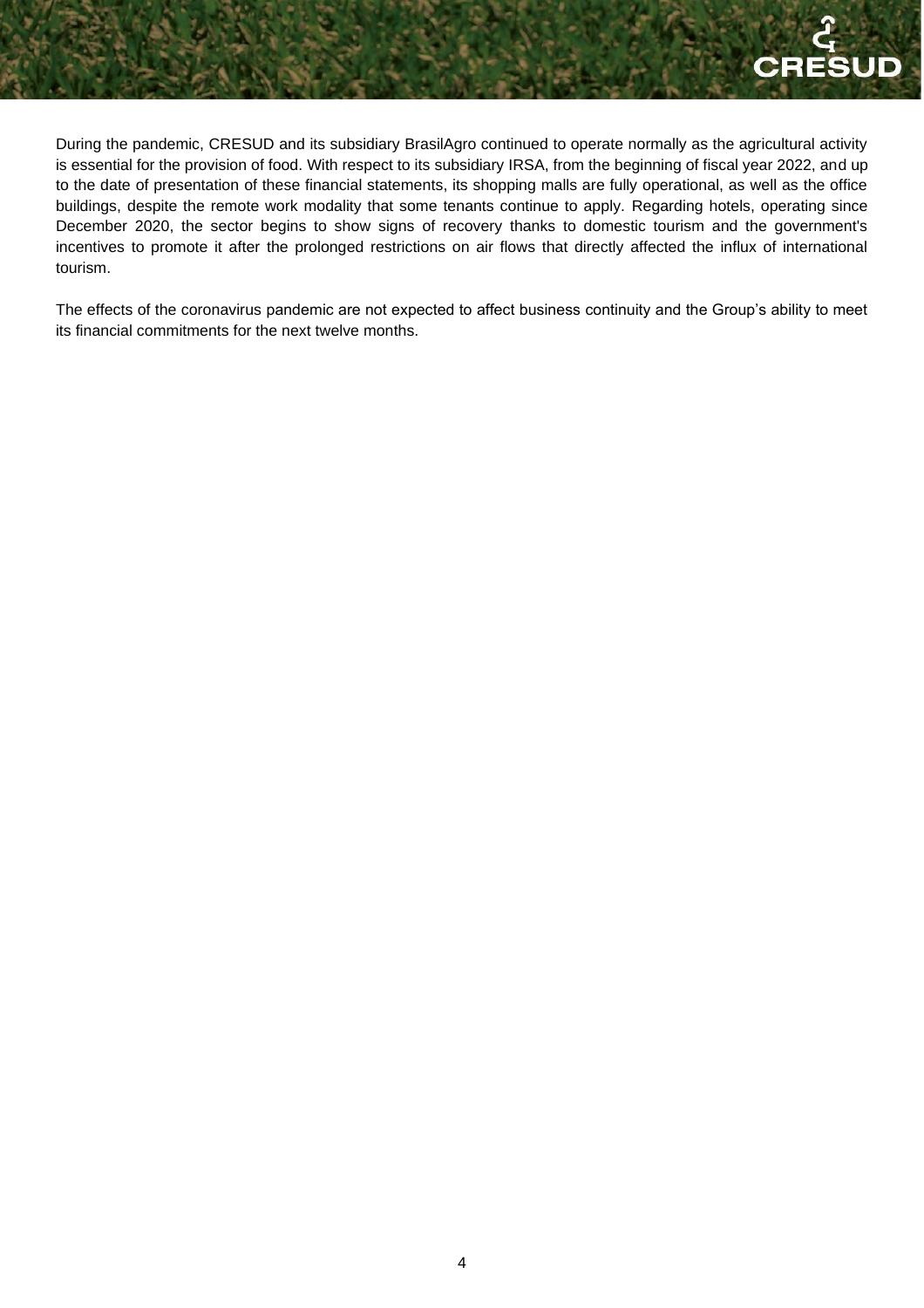During the pandemic, CRESUD and its subsidiary BrasilAgro continued to operate normally as the agricultural activity is essential for the provision of food. With respect to its subsidiary IRSA, from the beginning of fiscal year 2022, and up to the date of presentation of these financial statements, its shopping malls are fully operational, as well as the office buildings, despite the remote work modality that some tenants continue to apply. Regarding hotels, operating since December 2020, the sector begins to show signs of recovery thanks to domestic tourism and the government's incentives to promote it after the prolonged restrictions on air flows that directly affected the influx of international tourism.

The effects of the coronavirus pandemic are not expected to affect business continuity and the Group's ability to meet its financial commitments for the next twelve months.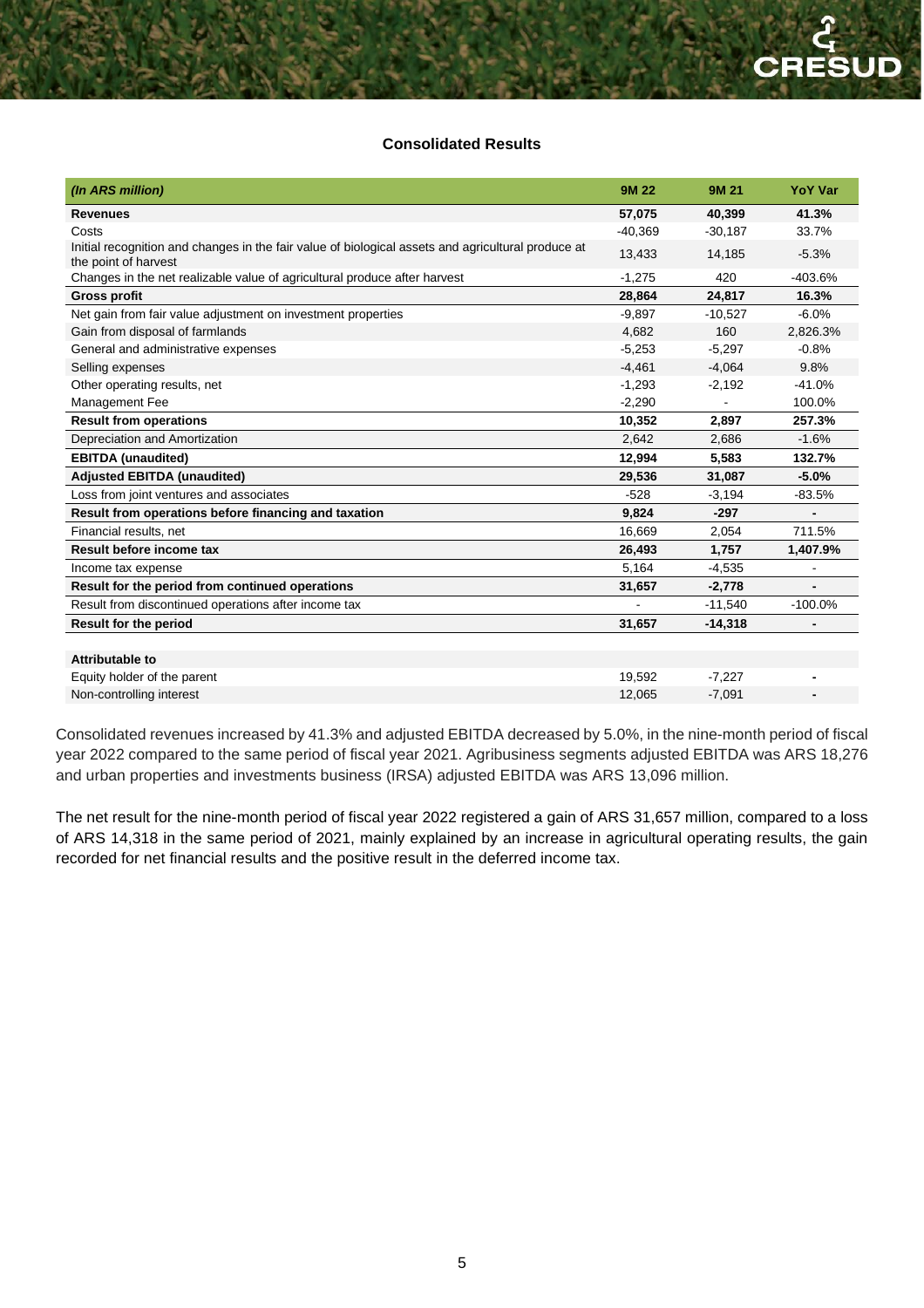## Consolidated Results

| *(In ARS million)* | 9M 22 | 9M 21 | YoY Var |
|---|---|---|---|
| **Revenues** | **57,075** | **40,399** | **41.3%** |
| Costs | -40,369 | -30,187 | 33.7% |
| Initial recognition and changes in the fair value of biological assets and agricultural produce at the point of harvest | 13,433 | 14,185 | -5.3% |
| Changes in the net realizable value of agricultural produce after harvest | -1,275 | 420 | -403.6% |
| **Gross profit** | **28,864** | **24,817** | **16.3%** |
| Net gain from fair value adjustment on investment properties | -9,897 | -10,527 | -6.0% |
| Gain from disposal of farmlands | 4,682 | 160 | 2,826.3% |
| General and administrative expenses | -5,253 | -5,297 | -0.8% |
| Selling expenses | -4,461 | -4,064 | 9.8% |
| Other operating results, net | -1,293 | -2,192 | -41.0% |
| Management Fee | -2,290 | - | 100.0% |
| **Result from operations** | **10,352** | **2,897** | **257.3%** |
| Depreciation and Amortization | 2,642 | 2,686 | -1.6% |
| **EBITDA (unaudited)** | **12,994** | **5,583** | **132.7%** |
| **Adjusted EBITDA (unaudited)** | **29,536** | **31,087** | **-5.0%** |
| Loss from joint ventures and associates | -528 | -3,194 | -83.5% |
| **Result from operations before financing and taxation** | **9,824** | **-297** | **-** |
| Financial results, net | 16,669 | 2,054 | 711.5% |
| **Result before income tax** | **26,493** | **1,757** | **1,407.9%** |
| Income tax expense | 5,164 | -4,535 | - |
| **Result for the period from continued operations** | **31,657** | **-2,778** | **-** |
| Result from discontinued operations after income tax | - | -11,540 | -100.0% |
| **Result for the period** | **31,657** | **-14,318** | **-** |
| | | | |
| **Attributable to** | | | |
| Equity holder of the parent | 19,592 | -7,227 | - |
| Non-controlling interest | 12,065 | -7,091 | - |

Consolidated revenues increased by 41.3% and adjusted EBITDA decreased by 5.0%, in the nine-month period of fiscal year 2022 compared to the same period of fiscal year 2021. Agribusiness segments adjusted EBITDA was ARS 18,276 and urban properties and investments business (IRSA) adjusted EBITDA was ARS 13,096 million.

The net result for the nine-month period of fiscal year 2022 registered a gain of ARS 31,657 million, compared to a loss of ARS 14,318 in the same period of 2021, mainly explained by an increase in agricultural operating results, the gain recorded for net financial results and the positive result in the deferred income tax.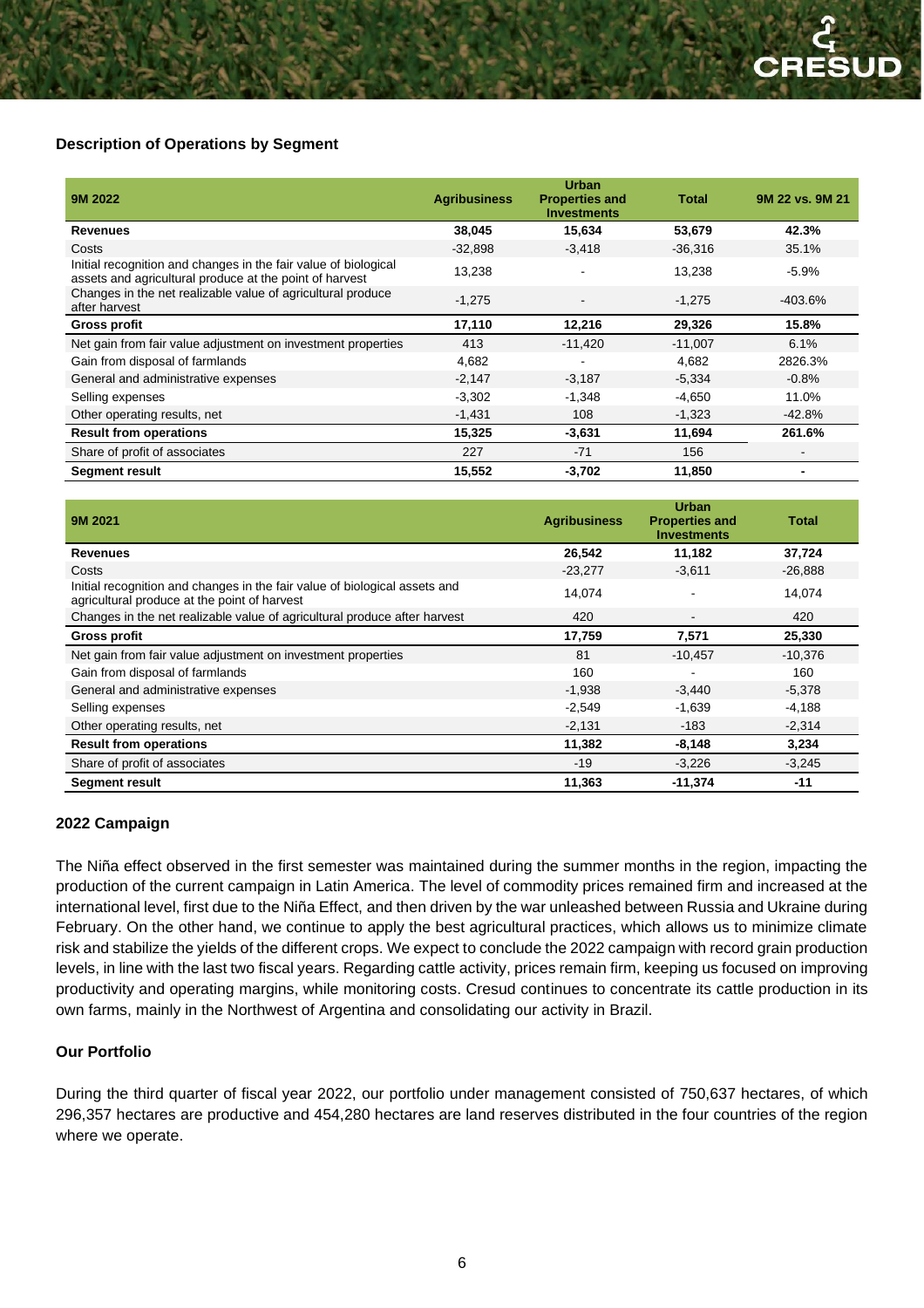### Description of Operations by Segment

| 9M 2022 | Agribusiness | Urban Properties and Investments | Total | 9M 22 vs. 9M 21 |
|---|---|---|---|---|
| **Revenues** | **38,045** | **15,634** | **53,679** | **42.3%** |
| Costs | -32,898 | -3,418 | -36,316 | 35.1% |
| Initial recognition and changes in the fair value of biological assets and agricultural produce at the point of harvest | 13,238 | - | 13,238 | -5.9% |
| Changes in the net realizable value of agricultural produce after harvest | -1,275 | - | -1,275 | -403.6% |
| **Gross profit** | **17,110** | **12,216** | **29,326** | **15.8%** |
| Net gain from fair value adjustment on investment properties | 413 | -11,420 | -11,007 | 6.1% |
| Gain from disposal of farmlands | 4,682 | - | 4,682 | 2826.3% |
| General and administrative expenses | -2,147 | -3,187 | -5,334 | -0.8% |
| Selling expenses | -3,302 | -1,348 | -4,650 | 11.0% |
| Other operating results, net | -1,431 | 108 | -1,323 | -42.8% |
| **Result from operations** | **15,325** | **-3,631** | **11,694** | **261.6%** |
| Share of profit of associates | 227 | -71 | 156 | - |
| **Segment result** | **15,552** | **-3,702** | **11,850** | **-** |

| 9M 2021 | Agribusiness | Urban Properties and Investments | Total |
|---|---|---|---|
| **Revenues** | **26,542** | **11,182** | **37,724** |
| Costs | -23,277 | -3,611 | -26,888 |
| Initial recognition and changes in the fair value of biological assets and agricultural produce at the point of harvest | 14,074 | - | 14,074 |
| Changes in the net realizable value of agricultural produce after harvest | 420 | - | 420 |
| **Gross profit** | **17,759** | **7,571** | **25,330** |
| Net gain from fair value adjustment on investment properties | 81 | -10,457 | -10,376 |
| Gain from disposal of farmlands | 160 | - | 160 |
| General and administrative expenses | -1,938 | -3,440 | -5,378 |
| Selling expenses | -2,549 | -1,639 | -4,188 |
| Other operating results, net | -2,131 | -183 | -2,314 |
| **Result from operations** | **11,382** | **-8,148** | **3,234** |
| Share of profit of associates | -19 | -3,226 | -3,245 |
| **Segment result** | **11,363** | **-11,374** | **-11** |

### 2022 Campaign

The Niña effect observed in the first semester was maintained during the summer months in the region, impacting the production of the current campaign in Latin America. The level of commodity prices remained firm and increased at the international level, first due to the Niña Effect, and then driven by the war unleashed between Russia and Ukraine during February. On the other hand, we continue to apply the best agricultural practices, which allows us to minimize climate risk and stabilize the yields of the different crops. We expect to conclude the 2022 campaign with record grain production levels, in line with the last two fiscal years. Regarding cattle activity, prices remain firm, keeping us focused on improving productivity and operating margins, while monitoring costs. Cresud continues to concentrate its cattle production in its own farms, mainly in the Northwest of Argentina and consolidating our activity in Brazil.

### Our Portfolio

During the third quarter of fiscal year 2022, our portfolio under management consisted of 750,637 hectares, of which 296,357 hectares are productive and 454,280 hectares are land reserves distributed in the four countries of the region where we operate.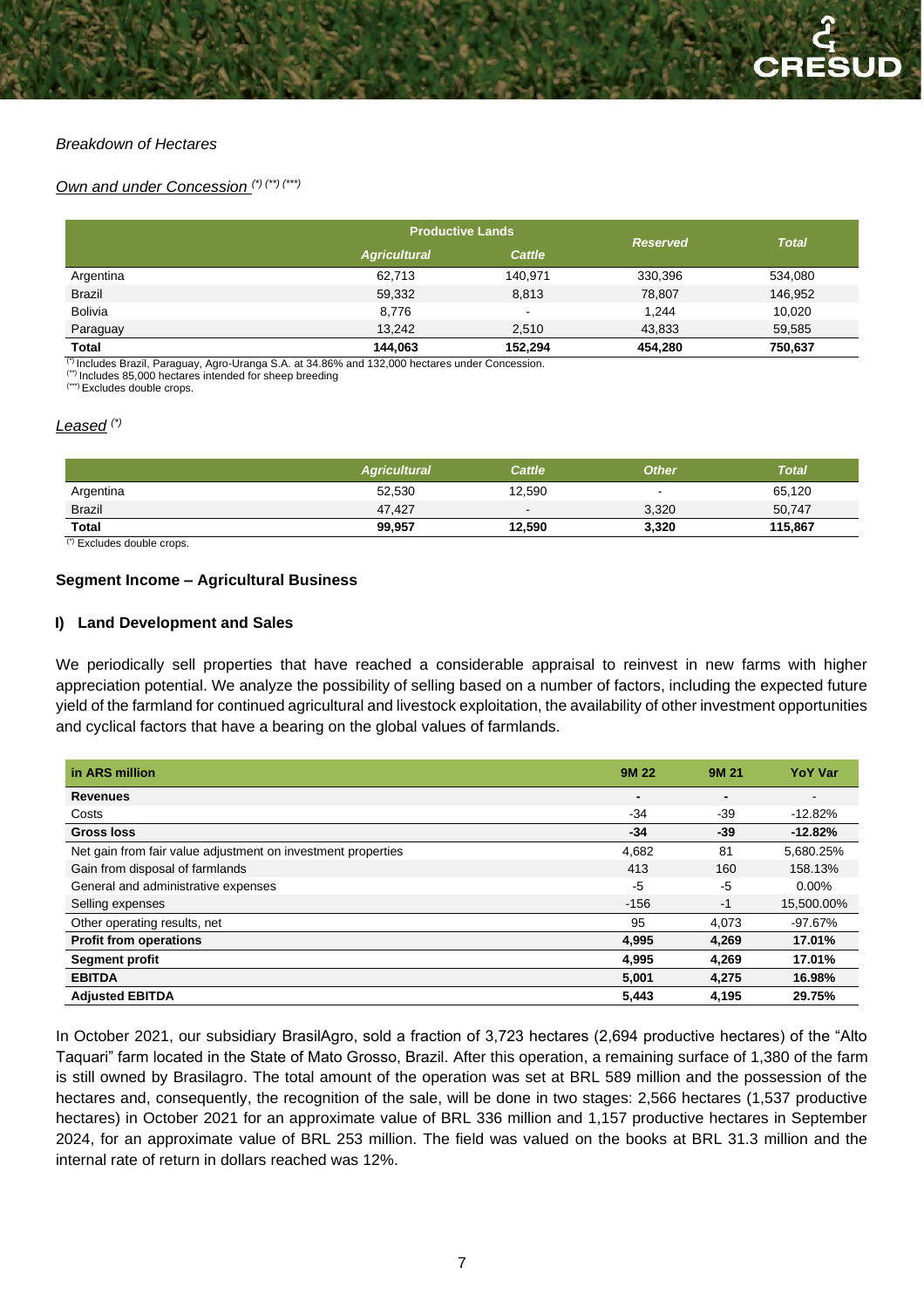*Breakdown of Hectares*

*Own and under Concession (\*) (\*\*) (\*\*\*)*

| | Productive Lands | | Reserved | Total |
|---|---|---|---|---|
| | Agricultural | Cattle | | |
| Argentina | 62,713 | 140,971 | 330,396 | 534,080 |
| Brazil | 59,332 | 8,813 | 78,807 | 146,952 |
| Bolivia | 8,776 | - | 1,244 | 10,020 |
| Paraguay | 13,242 | 2,510 | 43,833 | 59,585 |
| **Total** | **144,063** | **152,294** | **454,280** | **750,637** |

(\*) Includes Brazil, Paraguay, Agro-Uranga S.A. at 34.86% and 132,000 hectares under Concession.
(\*\*) Includes 85,000 hectares intended for sheep breeding
(\*\*\*) Excludes double crops.

*Leased (\*)*

| | Agricultural | Cattle | Other | Total |
|---|---|---|---|---|
| Argentina | 52,530 | 12,590 | - | 65,120 |
| Brazil | 47,427 | - | 3,320 | 50,747 |
| **Total** | **99,957** | **12,590** | **3,320** | **115,867** |

(\*) Excludes double crops.

**Segment Income – Agricultural Business**

**I) Land Development and Sales**

We periodically sell properties that have reached a considerable appraisal to reinvest in new farms with higher appreciation potential. We analyze the possibility of selling based on a number of factors, including the expected future yield of the farmland for continued agricultural and livestock exploitation, the availability of other investment opportunities and cyclical factors that have a bearing on the global values of farmlands.

| in ARS million | 9M 22 | 9M 21 | YoY Var |
|---|---|---|---|
| **Revenues** | **-** | **-** | - |
| Costs | -34 | -39 | -12.82% |
| **Gross loss** | **-34** | **-39** | **-12.82%** |
| Net gain from fair value adjustment on investment properties | 4,682 | 81 | 5,680.25% |
| Gain from disposal of farmlands | 413 | 160 | 158.13% |
| General and administrative expenses | -5 | -5 | 0.00% |
| Selling expenses | -156 | -1 | 15,500.00% |
| Other operating results, net | 95 | 4,073 | -97.67% |
| **Profit from operations** | **4,995** | **4,269** | **17.01%** |
| **Segment profit** | **4,995** | **4,269** | **17.01%** |
| **EBITDA** | **5,001** | **4,275** | **16.98%** |
| **Adjusted EBITDA** | **5,443** | **4,195** | **29.75%** |

In October 2021, our subsidiary BrasilAgro, sold a fraction of 3,723 hectares (2,694 productive hectares) of the "Alto Taquari" farm located in the State of Mato Grosso, Brazil. After this operation, a remaining surface of 1,380 of the farm is still owned by Brasilagro. The total amount of the operation was set at BRL 589 million and the possession of the hectares and, consequently, the recognition of the sale, will be done in two stages: 2,566 hectares (1,537 productive hectares) in October 2021 for an approximate value of BRL 336 million and 1,157 productive hectares in September 2024, for an approximate value of BRL 253 million. The field was valued on the books at BRL 31.3 million and the internal rate of return in dollars reached was 12%.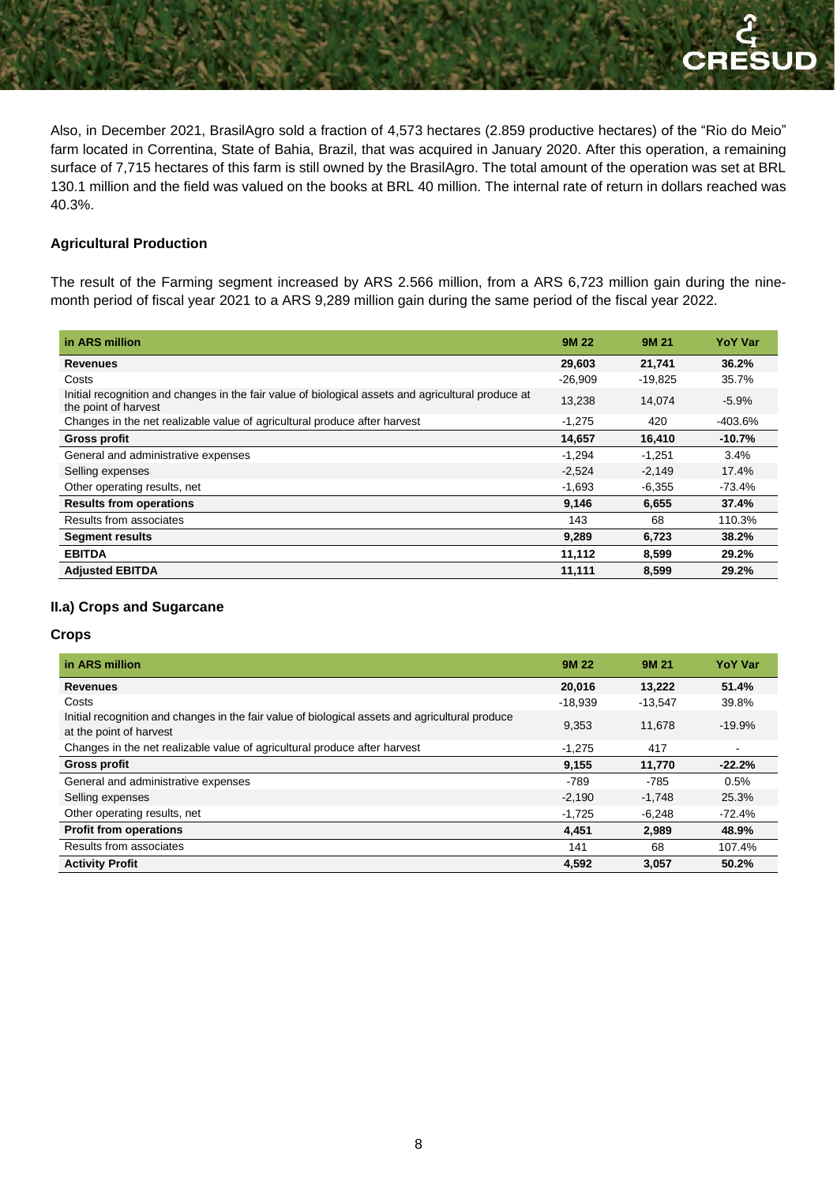Also, in December 2021, BrasilAgro sold a fraction of 4,573 hectares (2.859 productive hectares) of the "Rio do Meio" farm located in Correntina, State of Bahia, Brazil, that was acquired in January 2020. After this operation, a remaining surface of 7,715 hectares of this farm is still owned by the BrasilAgro. The total amount of the operation was set at BRL 130.1 million and the field was valued on the books at BRL 40 million. The internal rate of return in dollars reached was 40.3%.

### Agricultural Production

The result of the Farming segment increased by ARS 2.566 million, from a ARS 6,723 million gain during the nine-month period of fiscal year 2021 to a ARS 9,289 million gain during the same period of the fiscal year 2022.

| in ARS million | 9M 22 | 9M 21 | YoY Var |
|---|---|---|---|
| **Revenues** | **29,603** | **21,741** | **36.2%** |
| Costs | -26,909 | -19,825 | 35.7% |
| Initial recognition and changes in the fair value of biological assets and agricultural produce at the point of harvest | 13,238 | 14,074 | -5.9% |
| Changes in the net realizable value of agricultural produce after harvest | -1,275 | 420 | -403.6% |
| **Gross profit** | **14,657** | **16,410** | **-10.7%** |
| General and administrative expenses | -1,294 | -1,251 | 3.4% |
| Selling expenses | -2,524 | -2,149 | 17.4% |
| Other operating results, net | -1,693 | -6,355 | -73.4% |
| **Results from operations** | **9,146** | **6,655** | **37.4%** |
| Results from associates | 143 | 68 | 110.3% |
| **Segment results** | **9,289** | **6,723** | **38.2%** |
| **EBITDA** | **11,112** | **8,599** | **29.2%** |
| **Adjusted EBITDA** | **11,111** | **8,599** | **29.2%** |

### II.a) Crops and Sugarcane

#### Crops

| in ARS million | 9M 22 | 9M 21 | YoY Var |
|---|---|---|---|
| **Revenues** | **20,016** | **13,222** | **51.4%** |
| Costs | -18,939 | -13,547 | 39.8% |
| Initial recognition and changes in the fair value of biological assets and agricultural produce at the point of harvest | 9,353 | 11,678 | -19.9% |
| Changes in the net realizable value of agricultural produce after harvest | -1,275 | 417 | - |
| **Gross profit** | **9,155** | **11,770** | **-22.2%** |
| General and administrative expenses | -789 | -785 | 0.5% |
| Selling expenses | -2,190 | -1,748 | 25.3% |
| Other operating results, net | -1,725 | -6,248 | -72.4% |
| **Profit from operations** | **4,451** | **2,989** | **48.9%** |
| Results from associates | 141 | 68 | 107.4% |
| **Activity Profit** | **4,592** | **3,057** | **50.2%** |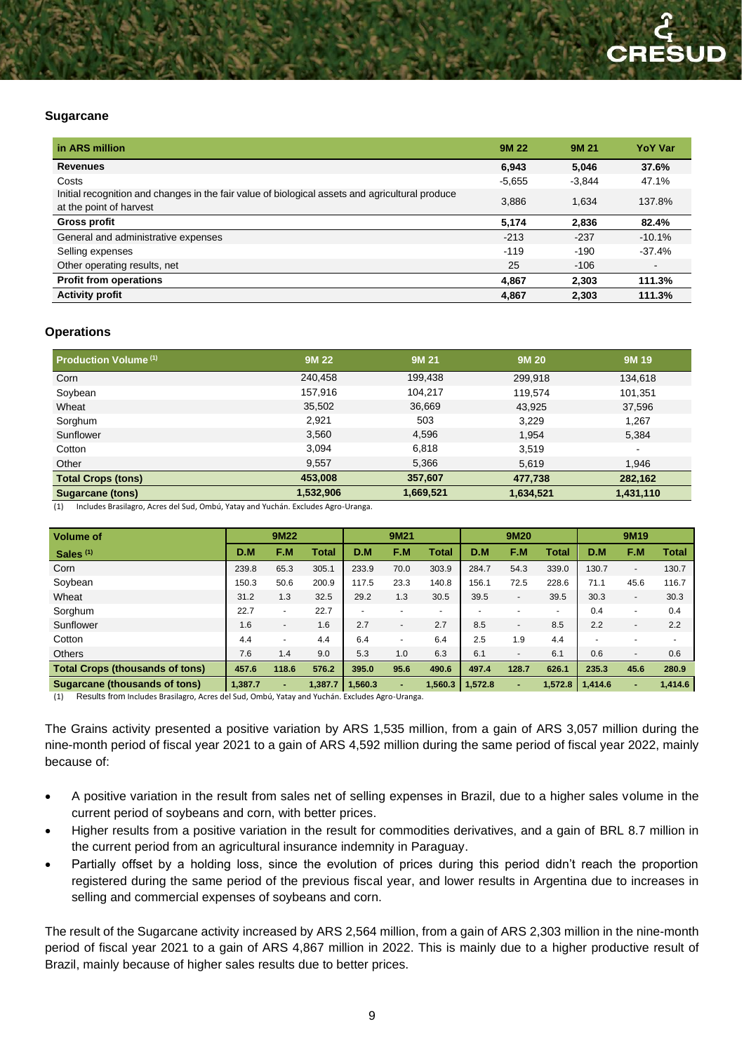### Sugarcane

| in ARS million | 9M 22 | 9M 21 | YoY Var |
|---|---|---|---|
| **Revenues** | **6,943** | **5,046** | **37.6%** |
| Costs | -5,655 | -3,844 | 47.1% |
| Initial recognition and changes in the fair value of biological assets and agricultural produce at the point of harvest | 3,886 | 1,634 | 137.8% |
| **Gross profit** | **5,174** | **2,836** | **82.4%** |
| General and administrative expenses | -213 | -237 | -10.1% |
| Selling expenses | -119 | -190 | -37.4% |
| Other operating results, net | 25 | -106 | - |
| **Profit from operations** | **4,867** | **2,303** | **111.3%** |
| **Activity profit** | **4,867** | **2,303** | **111.3%** |

### Operations

| Production Volume (1) | 9M 22 | 9M 21 | 9M 20 | 9M 19 |
|---|---|---|---|---|
| Corn | 240,458 | 199,438 | 299,918 | 134,618 |
| Soybean | 157,916 | 104,217 | 119,574 | 101,351 |
| Wheat | 35,502 | 36,669 | 43,925 | 37,596 |
| Sorghum | 2,921 | 503 | 3,229 | 1,267 |
| Sunflower | 3,560 | 4,596 | 1,954 | 5,384 |
| Cotton | 3,094 | 6,818 | 3,519 | - |
| Other | 9,557 | 5,366 | 5,619 | 1,946 |
| **Total Crops (tons)** | **453,008** | **357,607** | **477,738** | **282,162** |
| **Sugarcane (tons)** | **1,532,906** | **1,669,521** | **1,634,521** | **1,431,110** |

(1) Includes Brasilagro, Acres del Sud, Ombú, Yatay and Yuchán. Excludes Agro-Uranga.

| Volume of Sales (1) | 9M22 | | | 9M21 | | | 9M20 | | | 9M19 | | |
|---|---|---|---|---|---|---|---|---|---|---|---|---|
| | D.M | F.M | Total | D.M | F.M | Total | D.M | F.M | Total | D.M | F.M | Total |
| Corn | 239.8 | 65.3 | 305.1 | 233.9 | 70.0 | 303.9 | 284.7 | 54.3 | 339.0 | 130.7 | - | 130.7 |
| Soybean | 150.3 | 50.6 | 200.9 | 117.5 | 23.3 | 140.8 | 156.1 | 72.5 | 228.6 | 71.1 | 45.6 | 116.7 |
| Wheat | 31.2 | 1.3 | 32.5 | 29.2 | 1.3 | 30.5 | 39.5 | - | 39.5 | 30.3 | - | 30.3 |
| Sorghum | 22.7 | - | 22.7 | - | - | - | - | - | - | 0.4 | - | 0.4 |
| Sunflower | 1.6 | - | 1.6 | 2.7 | - | 2.7 | 8.5 | - | 8.5 | 2.2 | - | 2.2 |
| Cotton | 4.4 | - | 4.4 | 6.4 | - | 6.4 | 2.5 | 1.9 | 4.4 | - | - | - |
| Others | 7.6 | 1.4 | 9.0 | 5.3 | 1.0 | 6.3 | 6.1 | - | 6.1 | 0.6 | - | 0.6 |
| **Total Crops (thousands of tons)** | **457.6** | **118.6** | **576.2** | **395.0** | **95.6** | **490.6** | **497.4** | **128.7** | **626.1** | **235.3** | **45.6** | **280.9** |
| **Sugarcane (thousands of tons)** | **1,387.7** | **-** | **1,387.7** | **1,560.3** | **-** | **1,560.3** | **1,572.8** | **-** | **1,572.8** | **1,414.6** | **-** | **1,414.6** |

(1) Results from Includes Brasilagro, Acres del Sud, Ombú, Yatay and Yuchán. Excludes Agro-Uranga.

The Grains activity presented a positive variation by ARS 1,535 million, from a gain of ARS 3,057 million during the nine-month period of fiscal year 2021 to a gain of ARS 4,592 million during the same period of fiscal year 2022, mainly because of:

- A positive variation in the result from sales net of selling expenses in Brazil, due to a higher sales volume in the current period of soybeans and corn, with better prices.
- Higher results from a positive variation in the result for commodities derivatives, and a gain of BRL 8.7 million in the current period from an agricultural insurance indemnity in Paraguay.
- Partially offset by a holding loss, since the evolution of prices during this period didn't reach the proportion registered during the same period of the previous fiscal year, and lower results in Argentina due to increases in selling and commercial expenses of soybeans and corn.

The result of the Sugarcane activity increased by ARS 2,564 million, from a gain of ARS 2,303 million in the nine-month period of fiscal year 2021 to a gain of ARS 4,867 million in 2022. This is mainly due to a higher productive result of Brazil, mainly because of higher sales results due to better prices.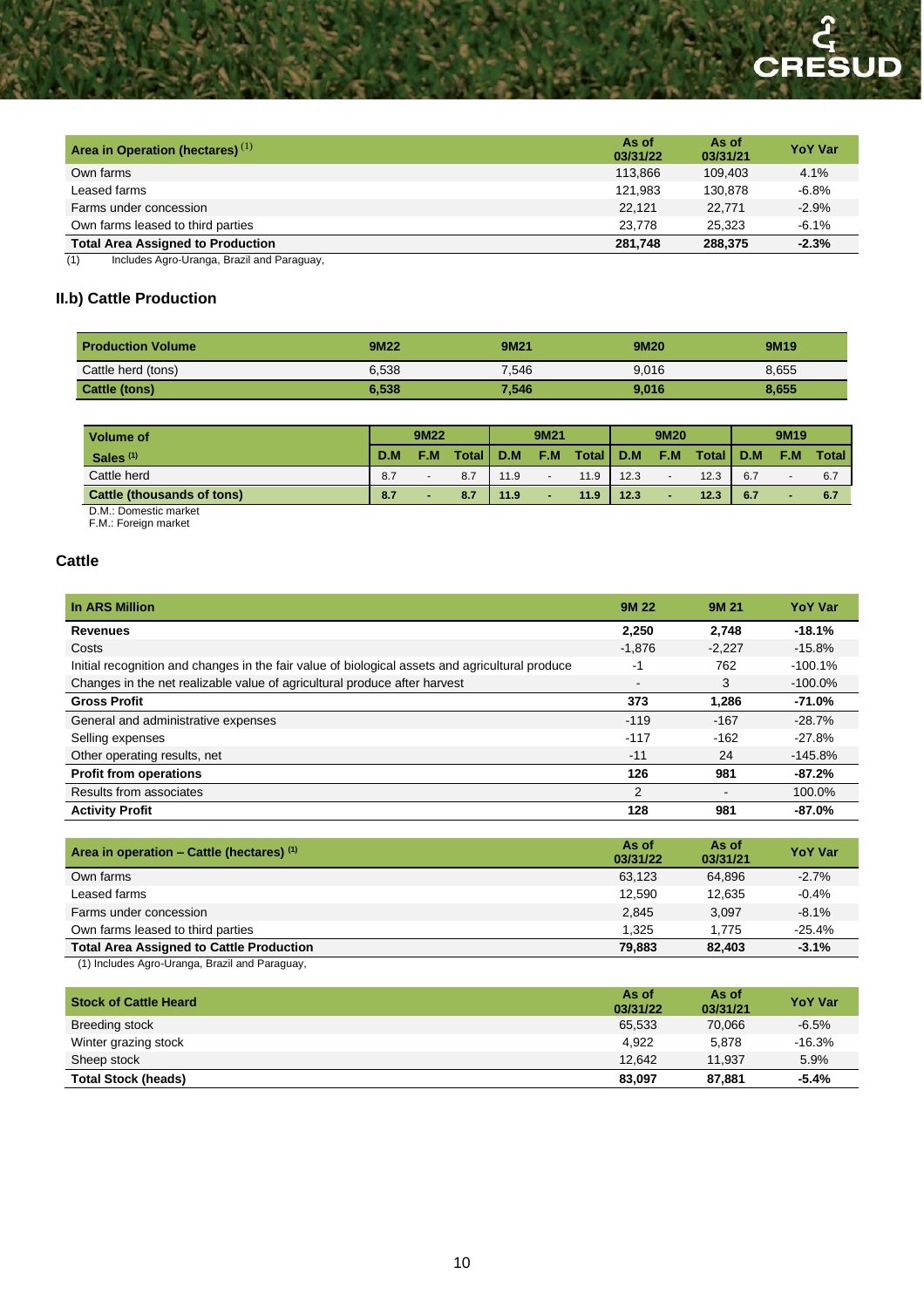| Area in Operation (hectares) [(1)] | As of 03/31/22 | As of 03/31/21 | YoY Var |
|---|---|---|---|
| Own farms | 113,866 | 109,403 | 4.1% |
| Leased farms | 121,983 | 130,878 | -6.8% |
| Farms under concession | 22,121 | 22,771 | -2.9% |
| Own farms leased to third parties | 23,778 | 25,323 | -6.1% |
| **Total Area Assigned to Production** | **281,748** | **288,375** | **-2.3%** |

(1) Includes Agro-Uranga, Brazil and Paraguay,

### II.b) Cattle Production

| Production Volume | 9M22 | 9M21 | 9M20 | 9M19 |
|---|---|---|---|---|
| Cattle herd (tons) | 6,538 | 7,546 | 9,016 | 8,655 |
| **Cattle (tons)** | **6,538** | **7,546** | **9,016** | **8,655** |

| Volume of Sales [(1)] | 9M22 | | | 9M21 | | | 9M20 | | | 9M19 | | |
|---|---|---|---|---|---|---|---|---|---|---|---|---|
| | D.M | F.M | Total | D.M | F.M | Total | D.M | F.M | Total | D.M | F.M | Total |
| Cattle herd | 8.7 | - | 8.7 | 11.9 | - | 11.9 | 12.3 | - | 12.3 | 6.7 | - | 6.7 |
| **Cattle (thousands of tons)** | **8.7** | **-** | **8.7** | **11.9** | **-** | **11.9** | **12.3** | **-** | **12.3** | **6.7** | **-** | **6.7** |

D.M.: Domestic market
F.M.: Foreign market

### Cattle

| In ARS Million | 9M 22 | 9M 21 | YoY Var |
|---|---|---|---|
| **Revenues** | **2,250** | **2,748** | **-18.1%** |
| Costs | -1,876 | -2,227 | -15.8% |
| Initial recognition and changes in the fair value of biological assets and agricultural produce | -1 | 762 | -100.1% |
| Changes in the net realizable value of agricultural produce after harvest | - | 3 | -100.0% |
| **Gross Profit** | **373** | **1,286** | **-71.0%** |
| General and administrative expenses | -119 | -167 | -28.7% |
| Selling expenses | -117 | -162 | -27.8% |
| Other operating results, net | -11 | 24 | -145.8% |
| **Profit from operations** | **126** | **981** | **-87.2%** |
| Results from associates | 2 | - | 100.0% |
| **Activity Profit** | **128** | **981** | **-87.0%** |

| Area in operation – Cattle (hectares) [(1)] | As of 03/31/22 | As of 03/31/21 | YoY Var |
|---|---|---|---|
| Own farms | 63,123 | 64,896 | -2.7% |
| Leased farms | 12,590 | 12,635 | -0.4% |
| Farms under concession | 2,845 | 3,097 | -8.1% |
| Own farms leased to third parties | 1,325 | 1,775 | -25.4% |
| **Total Area Assigned to Cattle Production** | **79,883** | **82,403** | **-3.1%** |

(1) Includes Agro-Uranga, Brazil and Paraguay,

| Stock of Cattle Heard | As of 03/31/22 | As of 03/31/21 | YoY Var |
|---|---|---|---|
| Breeding stock | 65,533 | 70,066 | -6.5% |
| Winter grazing stock | 4,922 | 5,878 | -16.3% |
| Sheep stock | 12,642 | 11,937 | 5.9% |
| **Total Stock (heads)** | **83,097** | **87,881** | **-5.4%** |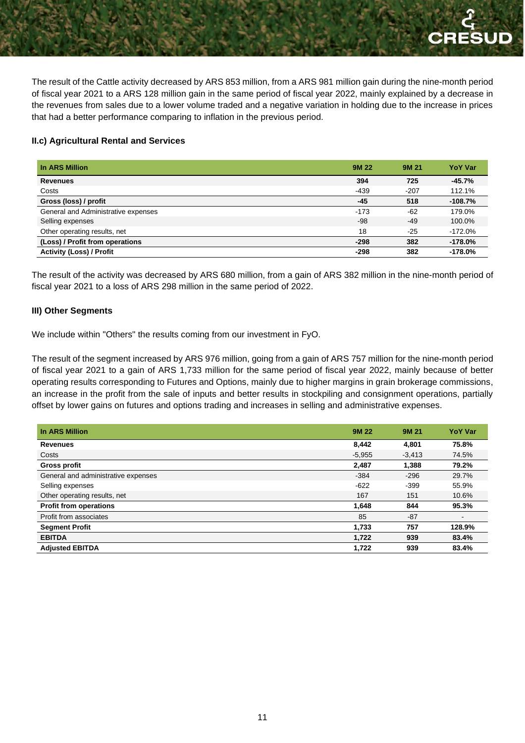The result of the Cattle activity decreased by ARS 853 million, from a ARS 981 million gain during the nine-month period of fiscal year 2021 to a ARS 128 million gain in the same period of fiscal year 2022, mainly explained by a decrease in the revenues from sales due to a lower volume traded and a negative variation in holding due to the increase in prices that had a better performance comparing to inflation in the previous period.

#### II.c) Agricultural Rental and Services

| In ARS Million | 9M 22 | 9M 21 | YoY Var |
|---|---|---|---|
| **Revenues** | **394** | **725** | **-45.7%** |
| Costs | -439 | -207 | 112.1% |
| **Gross (loss) / profit** | **-45** | **518** | **-108.7%** |
| General and Administrative expenses | -173 | -62 | 179.0% |
| Selling expenses | -98 | -49 | 100.0% |
| Other operating results, net | 18 | -25 | -172.0% |
| **(Loss) / Profit from operations** | **-298** | **382** | **-178.0%** |
| **Activity (Loss) / Profit** | **-298** | **382** | **-178.0%** |

The result of the activity was decreased by ARS 680 million, from a gain of ARS 382 million in the nine-month period of fiscal year 2021 to a loss of ARS 298 million in the same period of 2022.

### III) Other Segments

We include within "Others" the results coming from our investment in FyO.

The result of the segment increased by ARS 976 million, going from a gain of ARS 757 million for the nine-month period of fiscal year 2021 to a gain of ARS 1,733 million for the same period of fiscal year 2022, mainly because of better operating results corresponding to Futures and Options, mainly due to higher margins in grain brokerage commissions, an increase in the profit from the sale of inputs and better results in stockpiling and consignment operations, partially offset by lower gains on futures and options trading and increases in selling and administrative expenses.

| In ARS Million | 9M 22 | 9M 21 | YoY Var |
|---|---|---|---|
| **Revenues** | **8,442** | **4,801** | **75.8%** |
| Costs | -5,955 | -3,413 | 74.5% |
| **Gross profit** | **2,487** | **1,388** | **79.2%** |
| General and administrative expenses | -384 | -296 | 29.7% |
| Selling expenses | -622 | -399 | 55.9% |
| Other operating results, net | 167 | 151 | 10.6% |
| **Profit from operations** | **1,648** | **844** | **95.3%** |
| Profit from associates | 85 | -87 | - |
| **Segment Profit** | **1,733** | **757** | **128.9%** |
| **EBITDA** | **1,722** | **939** | **83.4%** |
| **Adjusted EBITDA** | **1,722** | **939** | **83.4%** |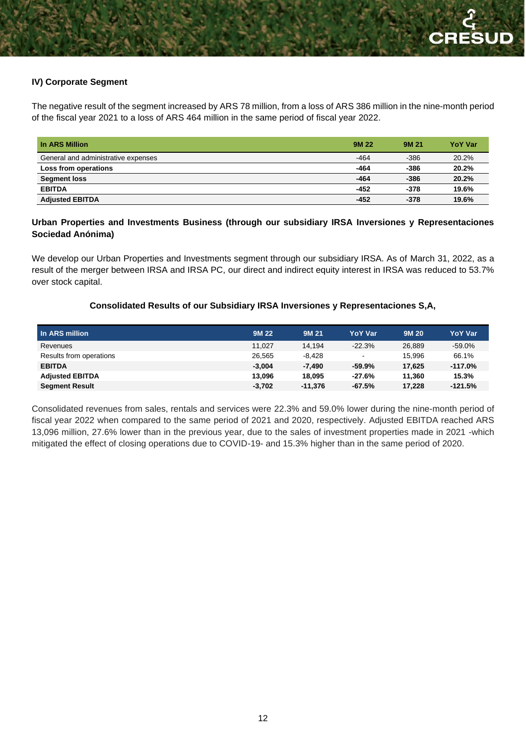### IV) Corporate Segment

The negative result of the segment increased by ARS 78 million, from a loss of ARS 386 million in the nine-month period of the fiscal year 2021 to a loss of ARS 464 million in the same period of fiscal year 2022.

| In ARS Million | 9M 22 | 9M 21 | YoY Var |
|---|---|---|---|
| General and administrative expenses | -464 | -386 | 20.2% |
| **Loss from operations** | **-464** | **-386** | **20.2%** |
| **Segment loss** | **-464** | **-386** | **20.2%** |
| **EBITDA** | **-452** | **-378** | **19.6%** |
| **Adjusted EBITDA** | **-452** | **-378** | **19.6%** |

### Urban Properties and Investments Business (through our subsidiary IRSA Inversiones y Representaciones Sociedad Anónima)

We develop our Urban Properties and Investments segment through our subsidiary IRSA. As of March 31, 2022, as a result of the merger between IRSA and IRSA PC, our direct and indirect equity interest in IRSA was reduced to 53.7% over stock capital.

**Consolidated Results of our Subsidiary IRSA Inversiones y Representaciones S,A,**

| In ARS million | 9M 22 | 9M 21 | YoY Var | 9M 20 | YoY Var |
|---|---|---|---|---|---|
| Revenues | 11,027 | 14,194 | -22.3% | 26,889 | -59.0% |
| Results from operations | 26,565 | -8,428 | - | 15,996 | 66.1% |
| **EBITDA** | **-3,004** | **-7,490** | **-59.9%** | **17,625** | **-117.0%** |
| **Adjusted EBITDA** | **13,096** | **18,095** | **-27.6%** | **11,360** | **15.3%** |
| **Segment Result** | **-3,702** | **-11,376** | **-67.5%** | **17,228** | **-121.5%** |

Consolidated revenues from sales, rentals and services were 22.3% and 59.0% lower during the nine-month period of fiscal year 2022 when compared to the same period of 2021 and 2020, respectively. Adjusted EBITDA reached ARS 13,096 million, 27.6% lower than in the previous year, due to the sales of investment properties made in 2021 -which mitigated the effect of closing operations due to COVID-19- and 15.3% higher than in the same period of 2020.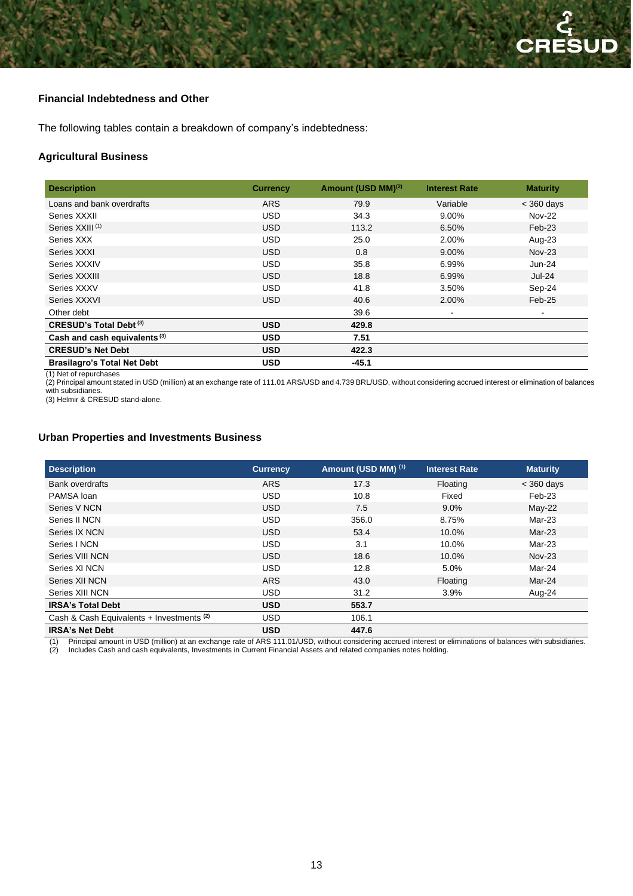## Financial Indebtedness and Other

The following tables contain a breakdown of company's indebtedness:

### Agricultural Business

| Description | Currency | Amount (USD MM)[2] | Interest Rate | Maturity |
|---|---|---|---|---|
| Loans and bank overdrafts | ARS | 79.9 | Variable | < 360 days |
| Series XXXII | USD | 34.3 | 9.00% | Nov-22 |
| Series XXIII [1] | USD | 113.2 | 6.50% | Feb-23 |
| Series XXX | USD | 25.0 | 2.00% | Aug-23 |
| Series XXXI | USD | 0.8 | 9.00% | Nov-23 |
| Series XXXIV | USD | 35.8 | 6.99% | Jun-24 |
| Series XXXIII | USD | 18.8 | 6.99% | Jul-24 |
| Series XXXV | USD | 41.8 | 3.50% | Sep-24 |
| Series XXXVI | USD | 40.6 | 2.00% | Feb-25 |
| Other debt | | 39.6 | - | - |
| **CRESUD's Total Debt [3]** | **USD** | **429.8** | | |
| **Cash and cash equivalents [3]** | **USD** | **7.51** | | |
| **CRESUD's Net Debt** | **USD** | **422.3** | | |
| **Brasilagro's Total Net Debt** | **USD** | **-45.1** | | |

(1) Net of repurchases
(2) Principal amount stated in USD (million) at an exchange rate of 111.01 ARS/USD and 4.739 BRL/USD, without considering accrued interest or elimination of balances with subsidiaries.
(3) Helmir & CRESUD stand-alone.

### Urban Properties and Investments Business

| Description | Currency | Amount (USD MM) [1] | Interest Rate | Maturity |
|---|---|---|---|---|
| Bank overdrafts | ARS | 17.3 | Floating | < 360 days |
| PAMSA loan | USD | 10.8 | Fixed | Feb-23 |
| Series V NCN | USD | 7.5 | 9.0% | May-22 |
| Series II NCN | USD | 356.0 | 8.75% | Mar-23 |
| Series IX NCN | USD | 53.4 | 10.0% | Mar-23 |
| Series I NCN | USD | 3.1 | 10.0% | Mar-23 |
| Series VIII NCN | USD | 18.6 | 10.0% | Nov-23 |
| Series XI NCN | USD | 12.8 | 5.0% | Mar-24 |
| Series XII NCN | ARS | 43.0 | Floating | Mar-24 |
| Series XIII NCN | USD | 31.2 | 3.9% | Aug-24 |
| **IRSA's Total Debt** | **USD** | **553.7** | | |
| Cash & Cash Equivalents + Investments [2] | USD | 106.1 | | |
| **IRSA's Net Debt** | **USD** | **447.6** | | |

(1) Principal amount in USD (million) at an exchange rate of ARS 111.01/USD, without considering accrued interest or eliminations of balances with subsidiaries.
(2) Includes Cash and cash equivalents, Investments in Current Financial Assets and related companies notes holding.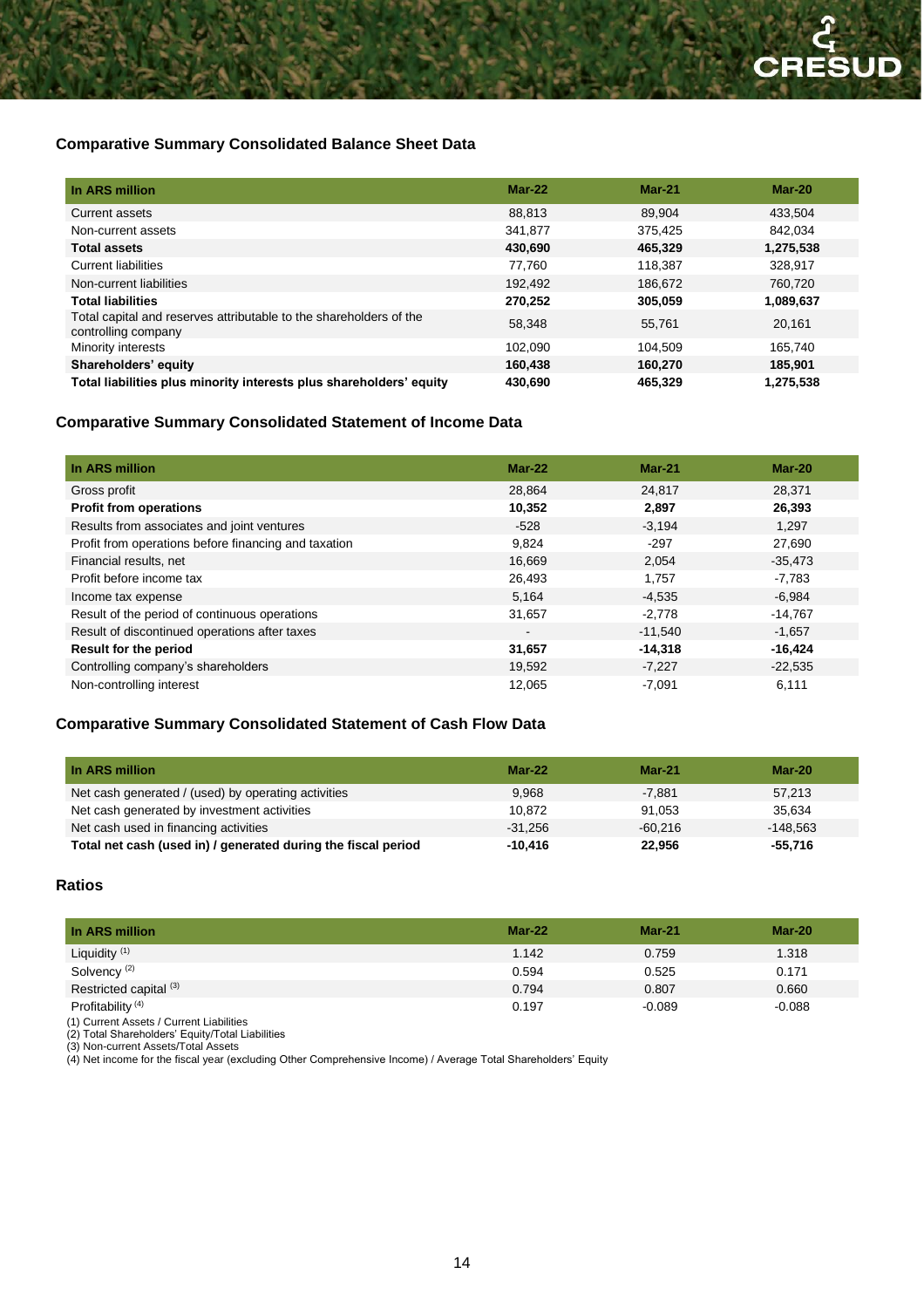## Comparative Summary Consolidated Balance Sheet Data

| In ARS million | Mar-22 | Mar-21 | Mar-20 |
|---|---|---|---|
| Current assets | 88,813 | 89,904 | 433,504 |
| Non-current assets | 341,877 | 375,425 | 842,034 |
| **Total assets** | **430,690** | **465,329** | **1,275,538** |
| Current liabilities | 77,760 | 118,387 | 328,917 |
| Non-current liabilities | 192,492 | 186,672 | 760,720 |
| **Total liabilities** | **270,252** | **305,059** | **1,089,637** |
| Total capital and reserves attributable to the shareholders of the controlling company | 58,348 | 55,761 | 20,161 |
| Minority interests | 102,090 | 104,509 | 165,740 |
| **Shareholders' equity** | **160,438** | **160,270** | **185,901** |
| **Total liabilities plus minority interests plus shareholders' equity** | **430,690** | **465,329** | **1,275,538** |

## Comparative Summary Consolidated Statement of Income Data

| In ARS million | Mar-22 | Mar-21 | Mar-20 |
|---|---|---|---|
| Gross profit | 28,864 | 24,817 | 28,371 |
| **Profit from operations** | **10,352** | **2,897** | **26,393** |
| Results from associates and joint ventures | -528 | -3,194 | 1,297 |
| Profit from operations before financing and taxation | 9,824 | -297 | 27,690 |
| Financial results, net | 16,669 | 2,054 | -35,473 |
| Profit before income tax | 26,493 | 1,757 | -7,783 |
| Income tax expense | 5,164 | -4,535 | -6,984 |
| Result of the period of continuous operations | 31,657 | -2,778 | -14,767 |
| Result of discontinued operations after taxes | - | -11,540 | -1,657 |
| **Result for the period** | **31,657** | **-14,318** | **-16,424** |
| Controlling company's shareholders | 19,592 | -7,227 | -22,535 |
| Non-controlling interest | 12,065 | -7,091 | 6,111 |

## Comparative Summary Consolidated Statement of Cash Flow Data

| In ARS million | Mar-22 | Mar-21 | Mar-20 |
|---|---|---|---|
| Net cash generated / (used) by operating activities | 9,968 | -7,881 | 57,213 |
| Net cash generated by investment activities | 10,872 | 91,053 | 35,634 |
| Net cash used in financing activities | -31,256 | -60,216 | -148,563 |
| **Total net cash (used in) / generated during the fiscal period** | **-10,416** | **22,956** | **-55,716** |

## Ratios

| In ARS million | Mar-22 | Mar-21 | Mar-20 |
|---|---|---|---|
| Liquidity [1] | 1.142 | 0.759 | 1.318 |
| Solvency [2] | 0.594 | 0.525 | 0.171 |
| Restricted capital [3] | 0.794 | 0.807 | 0.660 |
| Profitability [4] | 0.197 | -0.089 | -0.088 |

(1) Current Assets / Current Liabilities
(2) Total Shareholders' Equity/Total Liabilities
(3) Non-current Assets/Total Assets
(4) Net income for the fiscal year (excluding Other Comprehensive Income) / Average Total Shareholders' Equity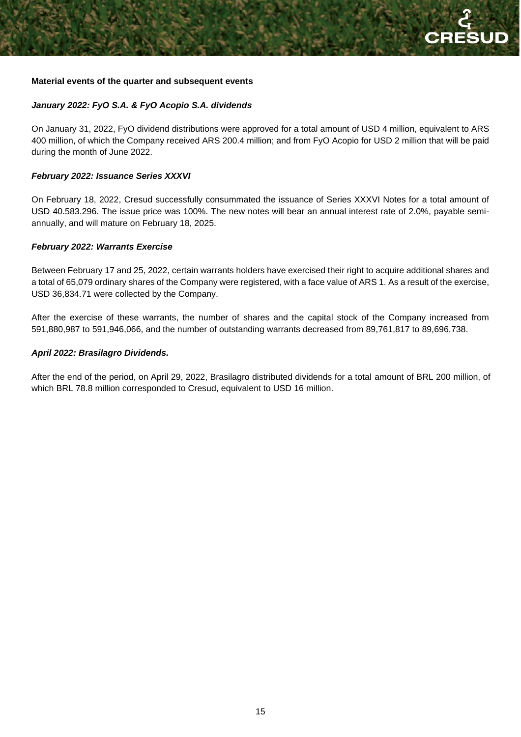**Material events of the quarter and subsequent events**

***January 2022: FyO S.A. & FyO Acopio S.A. dividends***

On January 31, 2022, FyO dividend distributions were approved for a total amount of USD 4 million, equivalent to ARS 400 million, of which the Company received ARS 200.4 million; and from FyO Acopio for USD 2 million that will be paid during the month of June 2022.

***February 2022: Issuance Series XXXVI***

On February 18, 2022, Cresud successfully consummated the issuance of Series XXXVI Notes for a total amount of USD 40.583.296. The issue price was 100%. The new notes will bear an annual interest rate of 2.0%, payable semi-annually, and will mature on February 18, 2025.

***February 2022: Warrants Exercise***

Between February 17 and 25, 2022, certain warrants holders have exercised their right to acquire additional shares and a total of 65,079 ordinary shares of the Company were registered, with a face value of ARS 1. As a result of the exercise, USD 36,834.71 were collected by the Company.

After the exercise of these warrants, the number of shares and the capital stock of the Company increased from 591,880,987 to 591,946,066, and the number of outstanding warrants decreased from 89,761,817 to 89,696,738.

***April 2022: Brasilagro Dividends.***

After the end of the period, on April 29, 2022, Brasilagro distributed dividends for a total amount of BRL 200 million, of which BRL 78.8 million corresponded to Cresud, equivalent to USD 16 million.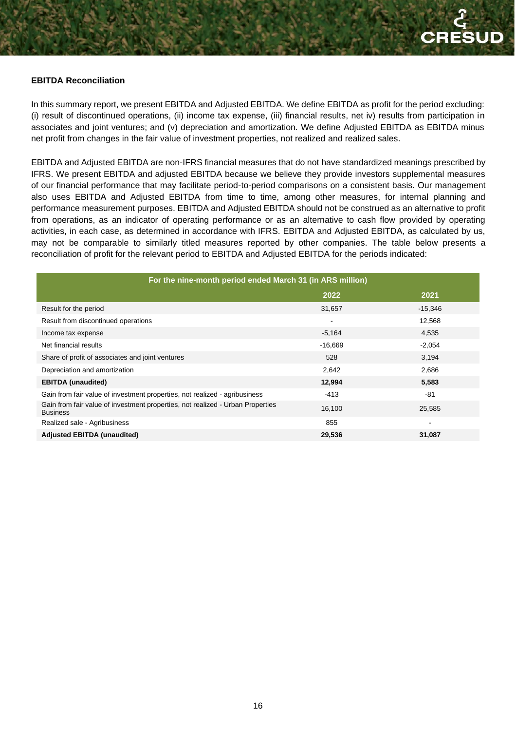## EBITDA Reconciliation

In this summary report, we present EBITDA and Adjusted EBITDA. We define EBITDA as profit for the period excluding: (i) result of discontinued operations, (ii) income tax expense, (iii) financial results, net iv) results from participation in associates and joint ventures; and (v) depreciation and amortization. We define Adjusted EBITDA as EBITDA minus net profit from changes in the fair value of investment properties, not realized and realized sales.

EBITDA and Adjusted EBITDA are non-IFRS financial measures that do not have standardized meanings prescribed by IFRS. We present EBITDA and adjusted EBITDA because we believe they provide investors supplemental measures of our financial performance that may facilitate period-to-period comparisons on a consistent basis. Our management also uses EBITDA and Adjusted EBITDA from time to time, among other measures, for internal planning and performance measurement purposes. EBITDA and Adjusted EBITDA should not be construed as an alternative to profit from operations, as an indicator of operating performance or as an alternative to cash flow provided by operating activities, in each case, as determined in accordance with IFRS. EBITDA and Adjusted EBITDA, as calculated by us, may not be comparable to similarly titled measures reported by other companies. The table below presents a reconciliation of profit for the relevant period to EBITDA and Adjusted EBITDA for the periods indicated:

| For the nine-month period ended March 31 (in ARS million) | | |
|---|---|---|
| | 2022 | 2021 |
| Result for the period | 31,657 | -15,346 |
| Result from discontinued operations | - | 12,568 |
| Income tax expense | -5,164 | 4,535 |
| Net financial results | -16,669 | -2,054 |
| Share of profit of associates and joint ventures | 528 | 3,194 |
| Depreciation and amortization | 2,642 | 2,686 |
| **EBITDA (unaudited)** | **12,994** | **5,583** |
| Gain from fair value of investment properties, not realized - agribusiness | -413 | -81 |
| Gain from fair value of investment properties, not realized - Urban Properties Business | 16,100 | 25,585 |
| Realized sale - Agribusiness | 855 | - |
| **Adjusted EBITDA (unaudited)** | **29,536** | **31,087** |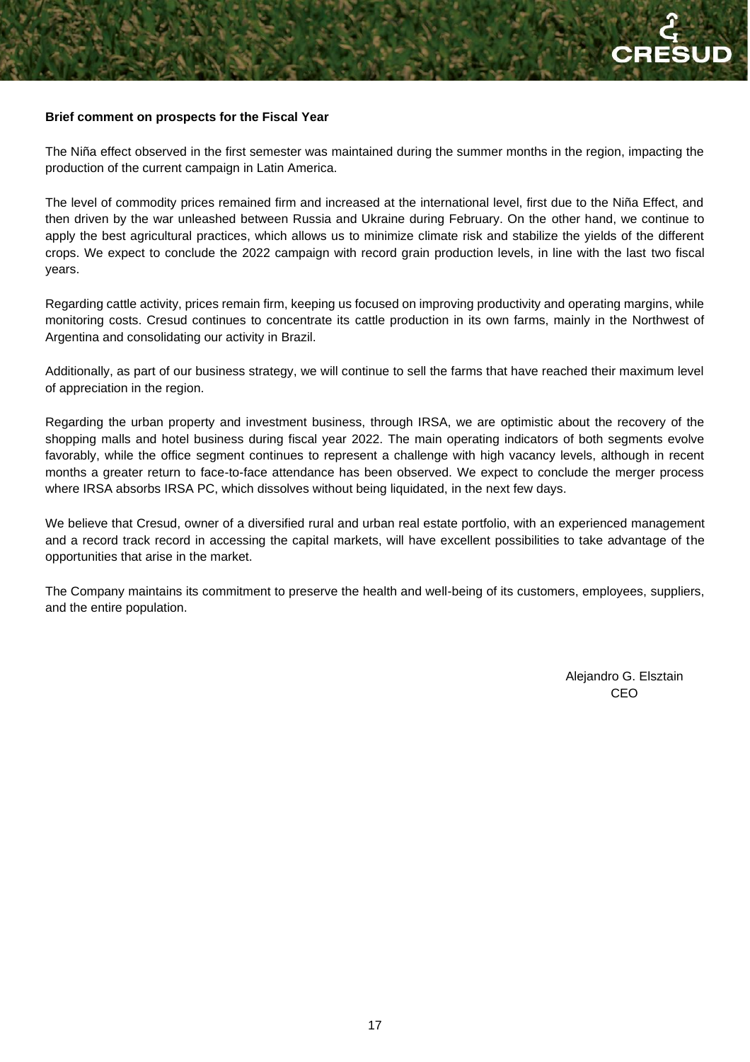**Brief comment on prospects for the Fiscal Year**

The Niña effect observed in the first semester was maintained during the summer months in the region, impacting the production of the current campaign in Latin America.

The level of commodity prices remained firm and increased at the international level, first due to the Niña Effect, and then driven by the war unleashed between Russia and Ukraine during February. On the other hand, we continue to apply the best agricultural practices, which allows us to minimize climate risk and stabilize the yields of the different crops. We expect to conclude the 2022 campaign with record grain production levels, in line with the last two fiscal years.

Regarding cattle activity, prices remain firm, keeping us focused on improving productivity and operating margins, while monitoring costs. Cresud continues to concentrate its cattle production in its own farms, mainly in the Northwest of Argentina and consolidating our activity in Brazil.

Additionally, as part of our business strategy, we will continue to sell the farms that have reached their maximum level of appreciation in the region.

Regarding the urban property and investment business, through IRSA, we are optimistic about the recovery of the shopping malls and hotel business during fiscal year 2022. The main operating indicators of both segments evolve favorably, while the office segment continues to represent a challenge with high vacancy levels, although in recent months a greater return to face-to-face attendance has been observed. We expect to conclude the merger process where IRSA absorbs IRSA PC, which dissolves without being liquidated, in the next few days.

We believe that Cresud, owner of a diversified rural and urban real estate portfolio, with an experienced management and a record track record in accessing the capital markets, will have excellent possibilities to take advantage of the opportunities that arise in the market.

The Company maintains its commitment to preserve the health and well-being of its customers, employees, suppliers, and the entire population.

Alejandro G. Elsztain
CEO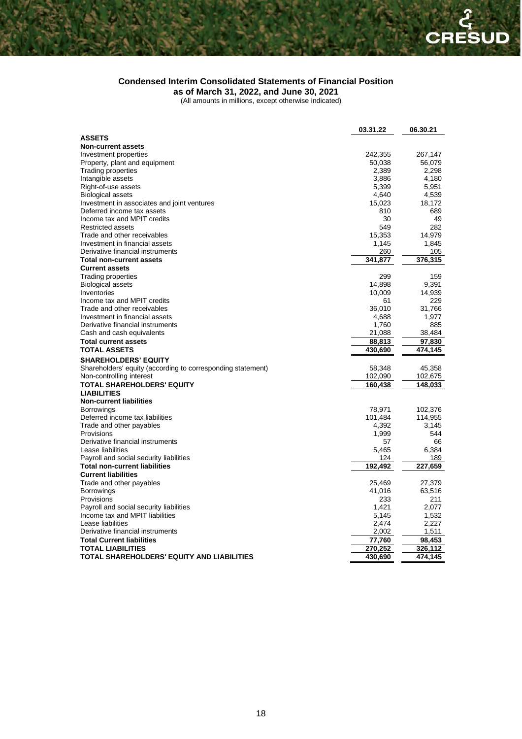## Condensed Interim Consolidated Statements of Financial Position

**as of March 31, 2022, and June 30, 2021**

(All amounts in millions, except otherwise indicated)

| | 03.31.22 | 06.30.21 |
|---|---|---|
| **ASSETS** | | |
| **Non-current assets** | | |
| Investment properties | 242,355 | 267,147 |
| Property, plant and equipment | 50,038 | 56,079 |
| Trading properties | 2,389 | 2,298 |
| Intangible assets | 3,886 | 4,180 |
| Right-of-use assets | 5,399 | 5,951 |
| Biological assets | 4,640 | 4,539 |
| Investment in associates and joint ventures | 15,023 | 18,172 |
| Deferred income tax assets | 810 | 689 |
| Income tax and MPIT credits | 30 | 49 |
| Restricted assets | 549 | 282 |
| Trade and other receivables | 15,353 | 14,979 |
| Investment in financial assets | 1,145 | 1,845 |
| Derivative financial instruments | 260 | 105 |
| **Total non-current assets** | **341,877** | **376,315** |
| **Current assets** | | |
| Trading properties | 299 | 159 |
| Biological assets | 14,898 | 9,391 |
| Inventories | 10,009 | 14,939 |
| Income tax and MPIT credits | 61 | 229 |
| Trade and other receivables | 36,010 | 31,766 |
| Investment in financial assets | 4,688 | 1,977 |
| Derivative financial instruments | 1,760 | 885 |
| Cash and cash equivalents | 21,088 | 38,484 |
| **Total current assets** | **88,813** | **97,830** |
| **TOTAL ASSETS** | **430,690** | **474,145** |
| **SHAREHOLDERS' EQUITY** | | |
| Shareholders' equity (according to corresponding statement) | 58,348 | 45,358 |
| Non-controlling interest | 102,090 | 102,675 |
| **TOTAL SHAREHOLDERS' EQUITY** | **160,438** | **148,033** |
| **LIABILITIES** | | |
| **Non-current liabilities** | | |
| Borrowings | 78,971 | 102,376 |
| Deferred income tax liabilities | 101,484 | 114,955 |
| Trade and other payables | 4,392 | 3,145 |
| Provisions | 1,999 | 544 |
| Derivative financial instruments | 57 | 66 |
| Lease liabilities | 5,465 | 6,384 |
| Payroll and social security liabilities | 124 | 189 |
| **Total non-current liabilities** | **192,492** | **227,659** |
| **Current liabilities** | | |
| Trade and other payables | 25,469 | 27,379 |
| Borrowings | 41,016 | 63,516 |
| Provisions | 233 | 211 |
| Payroll and social security liabilities | 1,421 | 2,077 |
| Income tax and MPIT liabilities | 5,145 | 1,532 |
| Lease liabilities | 2,474 | 2,227 |
| Derivative financial instruments | 2,002 | 1,511 |
| **Total Current liabilities** | **77,760** | **98,453** |
| **TOTAL LIABILITIES** | **270,252** | **326,112** |
| **TOTAL SHAREHOLDERS' EQUITY AND LIABILITIES** | **430,690** | **474,145** |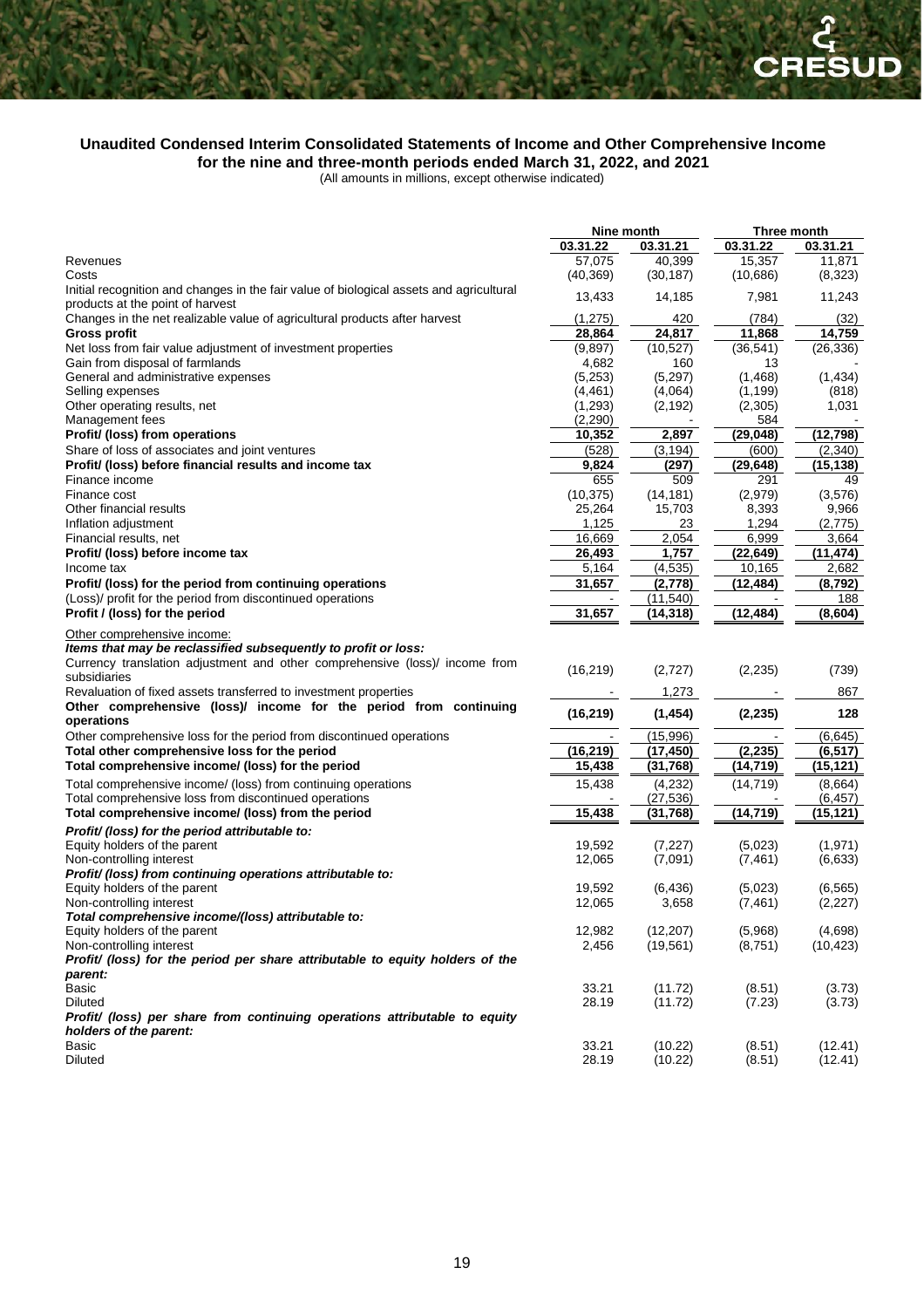## Unaudited Condensed Interim Consolidated Statements of Income and Other Comprehensive Income for the nine and three-month periods ended March 31, 2022, and 2021

(All amounts in millions, except otherwise indicated)

| | Nine month | | Three month | |
|---|---|---|---|---|
| | 03.31.22 | 03.31.21 | 03.31.22 | 03.31.21 |
| Revenues | 57,075 | 40,399 | 15,357 | 11,871 |
| Costs | (40,369) | (30,187) | (10,686) | (8,323) |
| Initial recognition and changes in the fair value of biological assets and agricultural products at the point of harvest | 13,433 | 14,185 | 7,981 | 11,243 |
| Changes in the net realizable value of agricultural products after harvest | (1,275) | 420 | (784) | (32) |
| **Gross profit** | **28,864** | **24,817** | **11,868** | **14,759** |
| Net loss from fair value adjustment of investment properties | (9,897) | (10,527) | (36,541) | (26,336) |
| Gain from disposal of farmlands | 4,682 | 160 | 13 | - |
| General and administrative expenses | (5,253) | (5,297) | (1,468) | (1,434) |
| Selling expenses | (4,461) | (4,064) | (1,199) | (818) |
| Other operating results, net | (1,293) | (2,192) | (2,305) | 1,031 |
| Management fees | (2,290) | - | 584 | - |
| **Profit/ (loss) from operations** | **10,352** | **2,897** | **(29,048)** | **(12,798)** |
| Share of loss of associates and joint ventures | (528) | (3,194) | (600) | (2,340) |
| **Profit/ (loss) before financial results and income tax** | **9,824** | **(297)** | **(29,648)** | **(15,138)** |
| Finance income | 655 | 509 | 291 | 49 |
| Finance cost | (10,375) | (14,181) | (2,979) | (3,576) |
| Other financial results | 25,264 | 15,703 | 8,393 | 9,966 |
| Inflation adjustment | 1,125 | 23 | 1,294 | (2,775) |
| Financial results, net | 16,669 | 2,054 | 6,999 | 3,664 |
| **Profit/ (loss) before income tax** | **26,493** | **1,757** | **(22,649)** | **(11,474)** |
| Income tax | 5,164 | (4,535) | 10,165 | 2,682 |
| **Profit/ (loss) for the period from continuing operations** | **31,657** | **(2,778)** | **(12,484)** | **(8,792)** |
| (Loss)/ profit for the period from discontinued operations | - | (11,540) | - | 188 |
| **Profit / (loss) for the period** | **31,657** | **(14,318)** | **(12,484)** | **(8,604)** |
| Other comprehensive income: | | | | |
| ***Items that may be reclassified subsequently to profit or loss:*** | | | | |
| Currency translation adjustment and other comprehensive (loss)/ income from subsidiaries | (16,219) | (2,727) | (2,235) | (739) |
| Revaluation of fixed assets transferred to investment properties | - | 1,273 | - | 867 |
| **Other comprehensive (loss)/ income for the period from continuing operations** | **(16,219)** | **(1,454)** | **(2,235)** | **128** |
| Other comprehensive loss for the period from discontinued operations | - | (15,996) | - | (6,645) |
| **Total other comprehensive loss for the period** | **(16,219)** | **(17,450)** | **(2,235)** | **(6,517)** |
| **Total comprehensive income/ (loss) for the period** | **15,438** | **(31,768)** | **(14,719)** | **(15,121)** |
| Total comprehensive income/ (loss) from continuing operations | 15,438 | (4,232) | (14,719) | (8,664) |
| Total comprehensive loss from discontinued operations | - | (27,536) | - | (6,457) |
| **Total comprehensive income/ (loss) from the period** | **15,438** | **(31,768)** | **(14,719)** | **(15,121)** |
| ***Profit/ (loss) for the period attributable to:*** | | | | |
| Equity holders of the parent | 19,592 | (7,227) | (5,023) | (1,971) |
| Non-controlling interest | 12,065 | (7,091) | (7,461) | (6,633) |
| ***Profit/ (loss) from continuing operations attributable to:*** | | | | |
| Equity holders of the parent | 19,592 | (6,436) | (5,023) | (6,565) |
| Non-controlling interest | 12,065 | 3,658 | (7,461) | (2,227) |
| ***Total comprehensive income/(loss) attributable to:*** | | | | |
| Equity holders of the parent | 12,982 | (12,207) | (5,968) | (4,698) |
| Non-controlling interest | 2,456 | (19,561) | (8,751) | (10,423) |
| ***Profit/ (loss) for the period per share attributable to equity holders of the parent:*** | | | | |
| Basic | 33.21 | (11.72) | (8.51) | (3.73) |
| Diluted | 28.19 | (11.72) | (7.23) | (3.73) |
| ***Profit/ (loss) per share from continuing operations attributable to equity holders of the parent:*** | | | | |
| Basic | 33.21 | (10.22) | (8.51) | (12.41) |
| Diluted | 28.19 | (10.22) | (8.51) | (12.41) |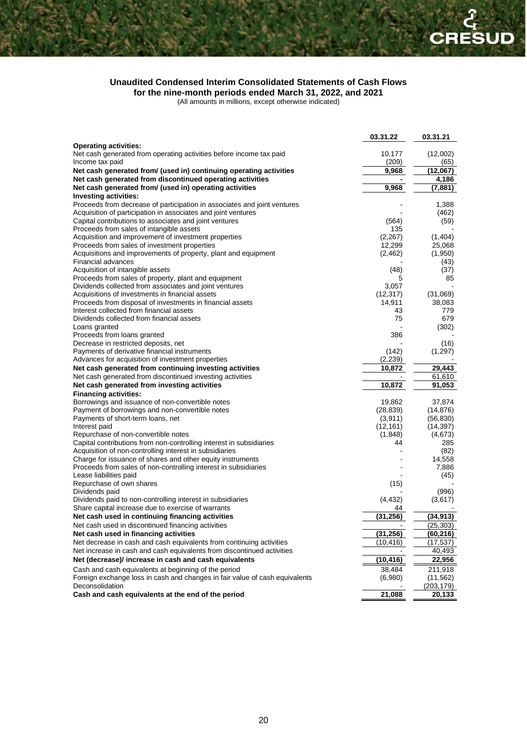**Unaudited Condensed Interim Consolidated Statements of Cash Flows**
**for the nine-month periods ended March 31, 2022, and 2021**
(All amounts in millions, except otherwise indicated)

| | 03.31.22 | 03.31.21 |
|---|---|---|
| **Operating activities:** | | |
| Net cash generated from operating activities before income tax paid | 10,177 | (12,002) |
| Income tax paid | (209) | (65) |
| **Net cash generated from/ (used in) continuing operating activities** | **9,968** | **(12,067)** |
| **Net cash generated from discontinued operating activities** | **-** | **4,186** |
| **Net cash generated from/ (used in) operating activities** | **9,968** | **(7,881)** |
| **Investing activities:** | | |
| Proceeds from decrease of participation in associates and joint ventures | - | 1,388 |
| Acquisition of participation in associates and joint ventures | - | (462) |
| Capital contributions to associates and joint ventures | (564) | (59) |
| Proceeds from sales of intangible assets | 135 | - |
| Acquisition and improvement of investment properties | (2,267) | (1,404) |
| Proceeds from sales of investment properties | 12,299 | 25,068 |
| Acquisitions and improvements of property, plant and equipment | (2,462) | (1,950) |
| Financial advances | - | (43) |
| Acquisition of intangible assets | (48) | (37) |
| Proceeds from sales of property, plant and equipment | 5 | 85 |
| Dividends collected from associates and joint ventures | 3,057 | - |
| Acquisitions of investments in financial assets | (12,317) | (31,069) |
| Proceeds from disposal of investments in financial assets | 14,911 | 38,083 |
| Interest collected from financial assets | 43 | 779 |
| Dividends collected from financial assets | 75 | 679 |
| Loans granted | - | (302) |
| Proceeds from loans granted | 386 | - |
| Decrease in restricted deposits, net | - | (16) |
| Payments of derivative financial instruments | (142) | (1,297) |
| Advances for acquisition of investment properties | (2,239) | - |
| **Net cash generated from continuing investing activities** | **10,872** | **29,443** |
| Net cash generated from discontinued investing activities | - | 61,610 |
| **Net cash generated from investing activities** | **10,872** | **91,053** |
| **Financing activities:** | | |
| Borrowings and issuance of non-convertible notes | 19,862 | 37,874 |
| Payment of borrowings and non-convertible notes | (28,839) | (14,876) |
| Payments of short-term loans, net | (3,911) | (56,830) |
| Interest paid | (12,161) | (14,397) |
| Repurchase of non-convertible notes | (1,848) | (4,673) |
| Capital contributions from non-controlling interest in subsidiaries | 44 | 285 |
| Acquisition of non-controlling interest in subsidiaries | - | (82) |
| Charge for issuance of shares and other equity instruments | - | 14,558 |
| Proceeds from sales of non-controlling interest in subsidiaries | - | 7,886 |
| Lease liabilities paid | - | (45) |
| Repurchase of own shares | (15) | - |
| Dividends paid | - | (996) |
| Dividends paid to non-controlling interest in subsidiaries | (4,432) | (3,617) |
| Share capital increase due to exercise of warrants | 44 | - |
| **Net cash used in continuing financing activities** | **(31,256)** | **(34,913)** |
| Net cash used in discontinued financing activities | - | (25,303) |
| **Net cash used in financing activities** | **(31,256)** | **(60,216)** |
| Net decrease in cash and cash equivalents from continuing activities | (10,416) | (17,537) |
| Net increase in cash and cash equivalents from discontinued activities | - | 40,493 |
| **Net (decrease)/ increase in cash and cash equivalents** | **(10,416)** | **22,956** |
| Cash and cash equivalents at beginning of the period | 38,484 | 211,918 |
| Foreign exchange loss in cash and changes in fair value of cash equivalents | (6,980) | (11,562) |
| Deconsolidation | - | (203,179) |
| **Cash and cash equivalents at the end of the period** | **21,088** | **20,133** |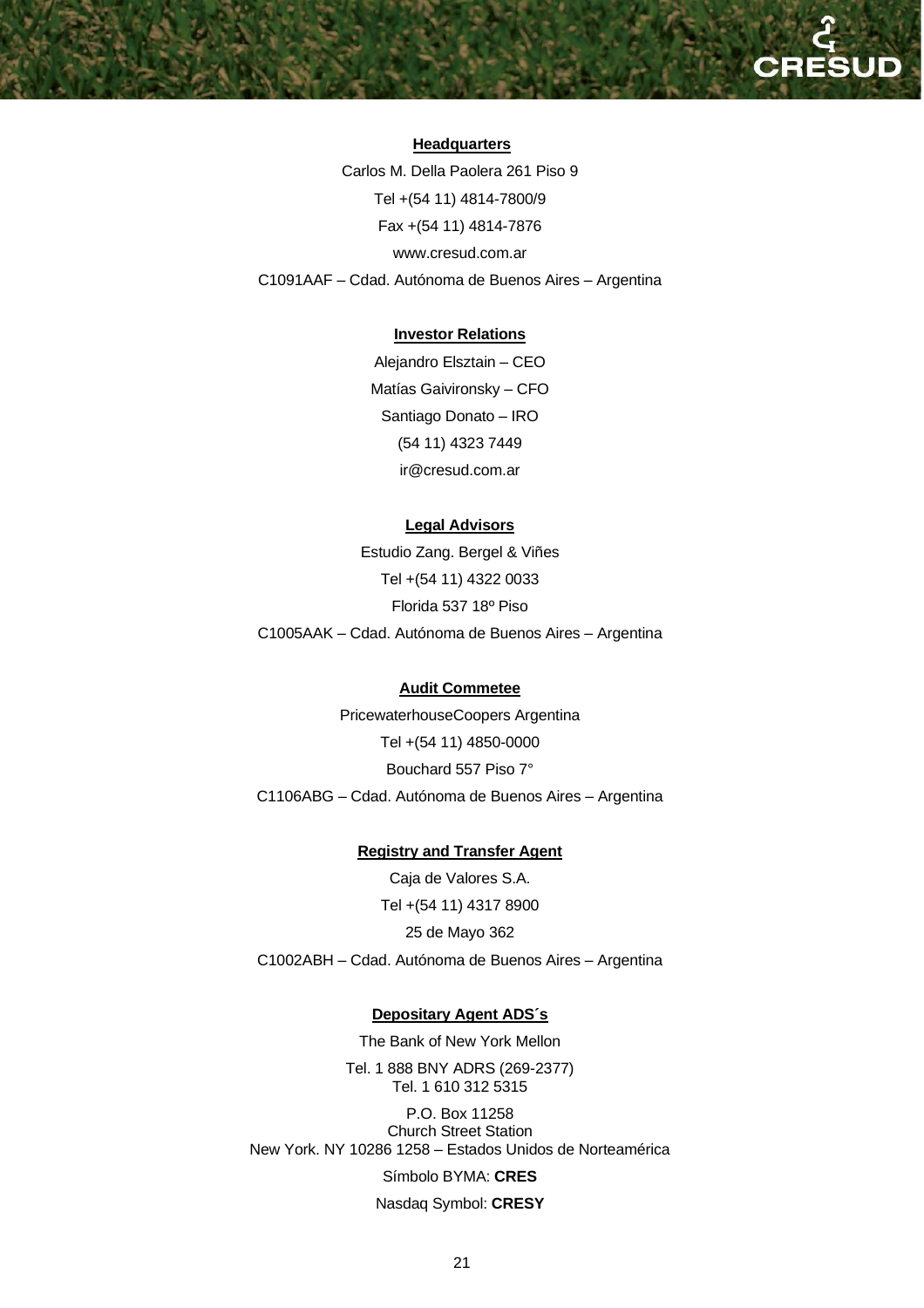**Headquarters**

Carlos M. Della Paolera 261 Piso 9

Tel +(54 11) 4814-7800/9

Fax +(54 11) 4814-7876

www.cresud.com.ar

C1091AAF – Cdad. Autónoma de Buenos Aires – Argentina

**Investor Relations**

Alejandro Elsztain – CEO

Matías Gaivironsky – CFO

Santiago Donato – IRO

(54 11) 4323 7449

ir@cresud.com.ar

**Legal Advisors**

Estudio Zang. Bergel & Viñes

Tel +(54 11) 4322 0033

Florida 537 18º Piso

C1005AAK – Cdad. Autónoma de Buenos Aires – Argentina

**Audit Commetee**

PricewaterhouseCoopers Argentina

Tel +(54 11) 4850-0000

Bouchard 557 Piso 7°

C1106ABG – Cdad. Autónoma de Buenos Aires – Argentina

**Registry and Transfer Agent**

Caja de Valores S.A.

Tel +(54 11) 4317 8900

25 de Mayo 362

C1002ABH – Cdad. Autónoma de Buenos Aires – Argentina

**Depositary Agent ADS´s**

The Bank of New York Mellon

Tel. 1 888 BNY ADRS (269-2377)
Tel. 1 610 312 5315

P.O. Box 11258
Church Street Station
New York. NY 10286 1258 – Estados Unidos de Norteamérica

Símbolo BYMA: **CRES**

Nasdaq Symbol: **CRESY**